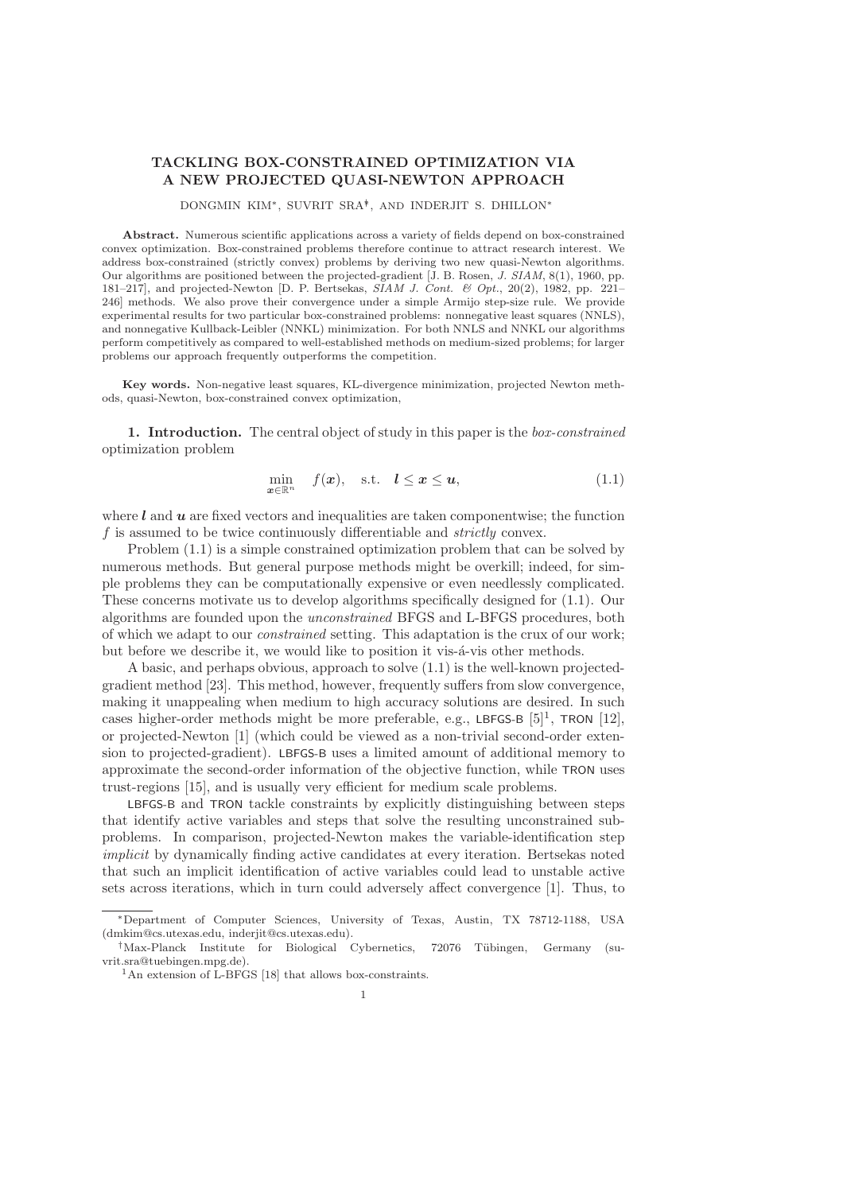# TACKLING BOX-CONSTRAINED OPTIMIZATION VIA A NEW PROJECTED QUASI-NEWTON APPROACH

DONGMIN KIM[*], SUVRIT SRA[†], AND INDERJIT S. DHILLON[*]

**Abstract.** Numerous scientific applications across a variety of fields depend on box-constrained convex optimization. Box-constrained problems therefore continue to attract research interest. We address box-constrained (strictly convex) problems by deriving two new quasi-Newton algorithms. Our algorithms are positioned between the projected-gradient [J. B. Rosen, *J. SIAM*, 8(1), 1960, pp. 181–217], and projected-Newton [D. P. Bertsekas, *SIAM J. Cont. & Opt.*, 20(2), 1982, pp. 221–246] methods. We also prove their convergence under a simple Armijo step-size rule. We provide experimental results for two particular box-constrained problems: nonnegative least squares (NNLS), and nonnegative Kullback-Leibler (NNKL) minimization. For both NNLS and NNKL our algorithms perform competitively as compared to well-established methods on medium-sized problems; for larger problems our approach frequently outperforms the competition.

**Key words.** Non-negative least squares, KL-divergence minimization, projected Newton methods, quasi-Newton, box-constrained convex optimization,

**1. Introduction.** The central object of study in this paper is the *box-constrained* optimization problem

$$\min_{\boldsymbol{x} \in \mathbb{R}^n} \quad f(\boldsymbol{x}), \quad \text{s.t.} \quad \boldsymbol{l} \leq \boldsymbol{x} \leq \boldsymbol{u}, \tag{1.1}$$

where $\boldsymbol{l}$ and $\boldsymbol{u}$ are fixed vectors and inequalities are taken componentwise; the function $f$ is assumed to be twice continuously differentiable and *strictly* convex.

Problem (1.1) is a simple constrained optimization problem that can be solved by numerous methods. But general purpose methods might be overkill; indeed, for simple problems they can be computationally expensive or even needlessly complicated. These concerns motivate us to develop algorithms specifically designed for (1.1). Our algorithms are founded upon the *unconstrained* BFGS and L-BFGS procedures, both of which we adapt to our *constrained* setting. This adaptation is the crux of our work; but before we describe it, we would like to position it vis-á-vis other methods.

A basic, and perhaps obvious, approach to solve (1.1) is the well-known projected-gradient method [23]. This method, however, frequently suffers from slow convergence, making it unappealing when medium to high accuracy solutions are desired. In such cases higher-order methods might be more preferable, e.g., LBFGS-B [5][1], TRON [12], or projected-Newton [1] (which could be viewed as a non-trivial second-order extension to projected-gradient). LBFGS-B uses a limited amount of additional memory to approximate the second-order information of the objective function, while TRON uses trust-regions [15], and is usually very efficient for medium scale problems.

LBFGS-B and TRON tackle constraints by explicitly distinguishing between steps that identify active variables and steps that solve the resulting unconstrained subproblems. In comparison, projected-Newton makes the variable-identification step *implicit* by dynamically finding active candidates at every iteration. Bertsekas noted that such an implicit identification of active variables could lead to unstable active sets across iterations, which in turn could adversely affect convergence [1]. Thus, to

---

[*] Department of Computer Sciences, University of Texas, Austin, TX 78712-1188, USA (dmkim@cs.utexas.edu, inderjit@cs.utexas.edu).

[†] Max-Planck Institute for Biological Cybernetics, 72076 Tübingen, Germany (suvrit.sra@tuebingen.mpg.de).

[1] An extension of L-BFGS [18] that allows box-constraints.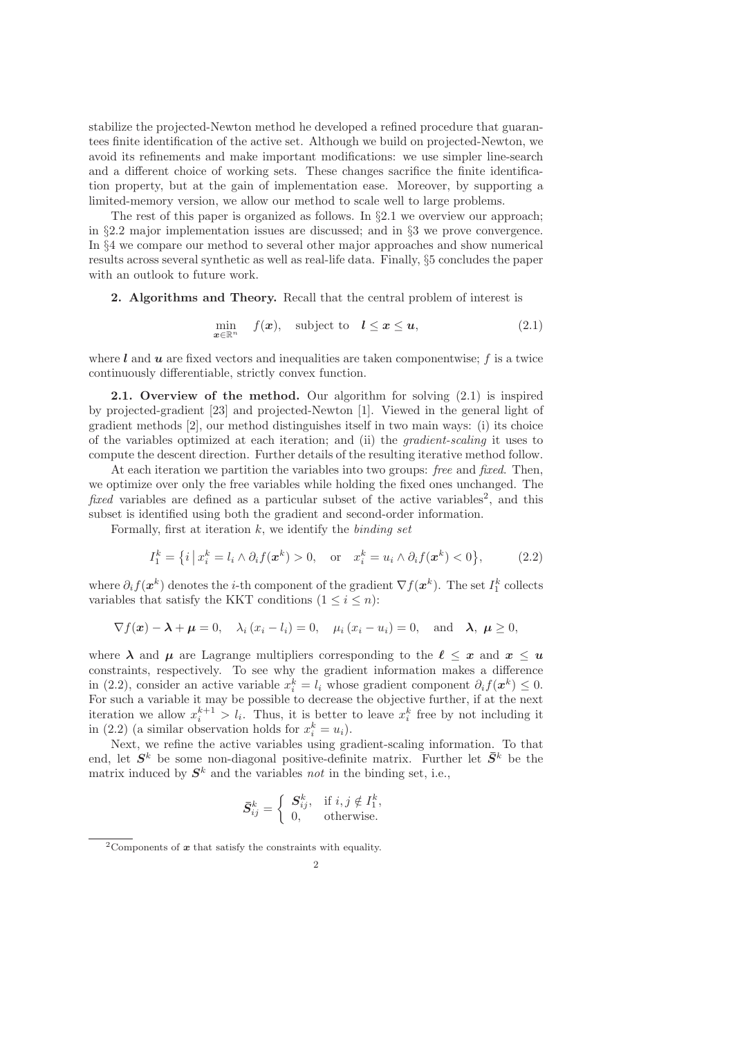stabilize the projected-Newton method he developed a refined procedure that guarantees finite identification of the active set. Although we build on projected-Newton, we avoid its refinements and make important modifications: we use simpler line-search and a different choice of working sets. These changes sacrifice the finite identification property, but at the gain of implementation ease. Moreover, by supporting a limited-memory version, we allow our method to scale well to large problems.

The rest of this paper is organized as follows. In §2.1 we overview our approach; in §2.2 major implementation issues are discussed; and in §3 we prove convergence. In §4 we compare our method to several other major approaches and show numerical results across several synthetic as well as real-life data. Finally, §5 concludes the paper with an outlook to future work.

**2. Algorithms and Theory.** Recall that the central problem of interest is

$$\min_{\boldsymbol{x}\in\mathbb{R}^n} \quad f(\boldsymbol{x}), \quad \text{subject to} \quad \boldsymbol{l} \leq \boldsymbol{x} \leq \boldsymbol{u}, \tag{2.1}$$

where $\boldsymbol{l}$ and $\boldsymbol{u}$ are fixed vectors and inequalities are taken componentwise; $f$ is a twice continuously differentiable, strictly convex function.

**2.1. Overview of the method.** Our algorithm for solving (2.1) is inspired by projected-gradient [23] and projected-Newton [1]. Viewed in the general light of gradient methods [2], our method distinguishes itself in two main ways: (i) its choice of the variables optimized at each iteration; and (ii) the *gradient-scaling* it uses to compute the descent direction. Further details of the resulting iterative method follow.

At each iteration we partition the variables into two groups: *free* and *fixed*. Then, we optimize over only the free variables while holding the fixed ones unchanged. The *fixed* variables are defined as a particular subset of the active variables[2], and this subset is identified using both the gradient and second-order information.

Formally, first at iteration $k$, we identify the *binding set*

$$I_1^k = \big\{i \,\big|\, x_i^k = l_i \wedge \partial_i f(\boldsymbol{x}^k) > 0, \quad \text{or} \quad x_i^k = u_i \wedge \partial_i f(\boldsymbol{x}^k) < 0\big\}, \tag{2.2}$$

where $\partial_i f(\boldsymbol{x}^k)$ denotes the $i$-th component of the gradient $\nabla f(\boldsymbol{x}^k)$. The set $I_1^k$ collects variables that satisfy the KKT conditions ($1 \leq i \leq n$):

$$\nabla f(\boldsymbol{x}) - \boldsymbol{\lambda} + \boldsymbol{\mu} = 0, \quad \lambda_i\,(x_i - l_i) = 0, \quad \mu_i\,(x_i - u_i) = 0, \quad \text{and} \quad \boldsymbol{\lambda},\ \boldsymbol{\mu} \geq 0,$$

where $\boldsymbol{\lambda}$ and $\boldsymbol{\mu}$ are Lagrange multipliers corresponding to the $\boldsymbol{\ell} \leq \boldsymbol{x}$ and $\boldsymbol{x} \leq \boldsymbol{u}$ constraints, respectively. To see why the gradient information makes a difference in (2.2), consider an active variable $x_i^k = l_i$ whose gradient component $\partial_i f(\boldsymbol{x}^k) \leq 0$. For such a variable it may be possible to decrease the objective further, if at the next iteration we allow $x_i^{k+1} > l_i$. Thus, it is better to leave $x_i^k$ free by not including it in (2.2) (a similar observation holds for $x_i^k = u_i$).

Next, we refine the active variables using gradient-scaling information. To that end, let $\boldsymbol{S}^k$ be some non-diagonal positive-definite matrix. Further let $\bar{\boldsymbol{S}}^k$ be the matrix induced by $\boldsymbol{S}^k$ and the variables *not* in the binding set, i.e.,

$$\bar{\boldsymbol{S}}_{ij}^k = \begin{cases} \boldsymbol{S}_{ij}^k, & \text{if } i, j \notin I_1^k, \\ 0, & \text{otherwise.} \end{cases}$$

[2] Components of $\boldsymbol{x}$ that satisfy the constraints with equality.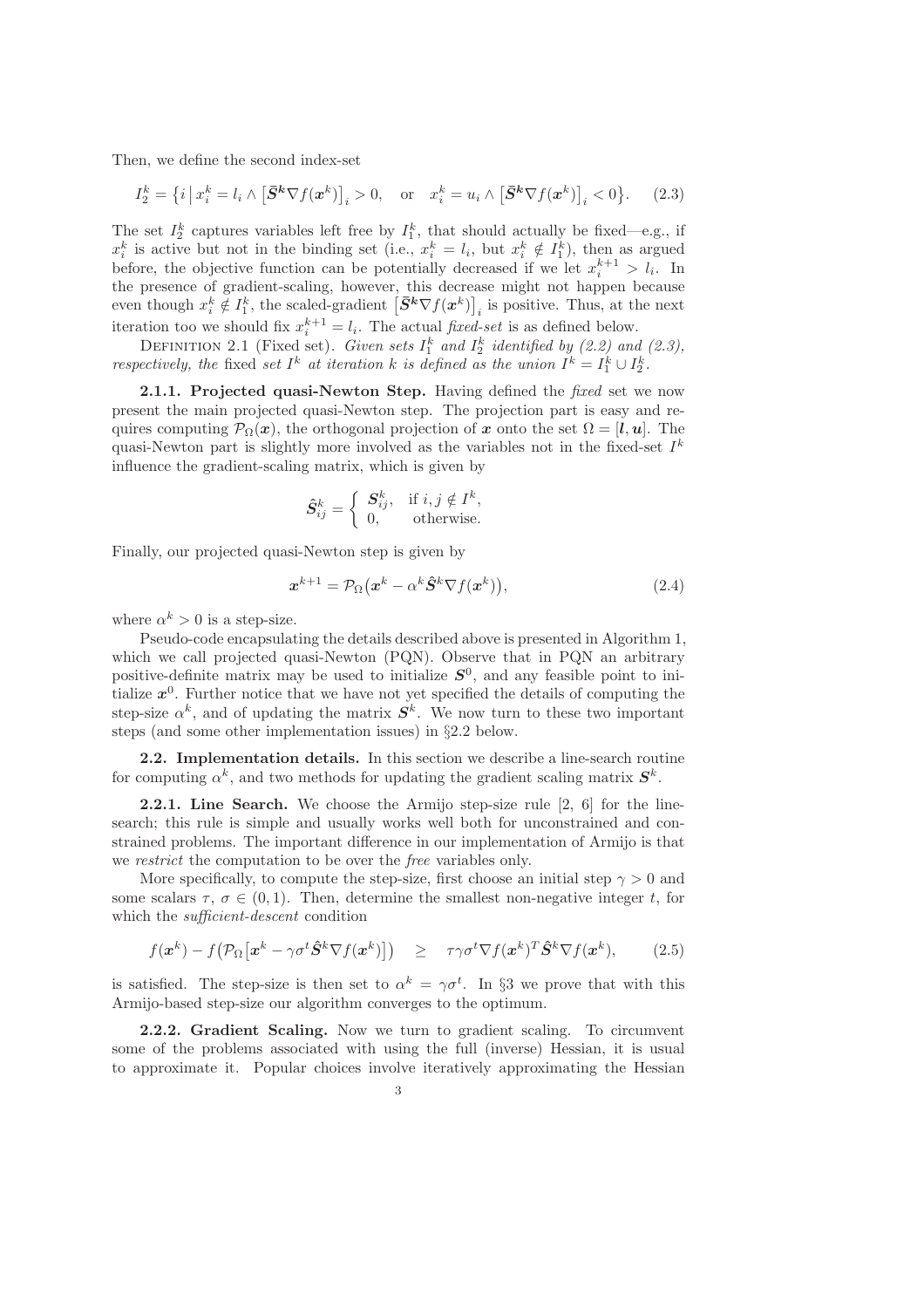Then, we define the second index-set

$$I_2^k = \big\{ i \,\big|\, x_i^k = l_i \wedge \big[\bar{\boldsymbol{S}}^{\boldsymbol{k}} \nabla f(\boldsymbol{x}^k)\big]_i > 0, \quad \text{or} \quad x_i^k = u_i \wedge \big[\bar{\boldsymbol{S}}^{\boldsymbol{k}} \nabla f(\boldsymbol{x}^k)\big]_i < 0 \big\}. \tag{2.3}$$

The set $I_2^k$ captures variables left free by $I_1^k$, that should actually be fixed—e.g., if $x_i^k$ is active but not in the binding set (i.e., $x_i^k = l_i$, but $x_i^k \notin I_1^k$), then as argued before, the objective function can be potentially decreased if we let $x_i^{k+1} > l_i$. In the presence of gradient-scaling, however, this decrease might not happen because even though $x_i^k \notin I_1^k$, the scaled-gradient $\big[\bar{\boldsymbol{S}}^{\boldsymbol{k}} \nabla f(\boldsymbol{x}^k)\big]_i$ is positive. Thus, at the next iteration too we should fix $x_i^{k+1} = l_i$. The actual *fixed-set* is as defined below.

Definition 2.1 (Fixed set). *Given sets $I_1^k$ and $I_2^k$ identified by (2.2) and (2.3), respectively, the* fixed *set $I^k$ at iteration $k$ is defined as the union $I^k = I_1^k \cup I_2^k$.*

**2.1.1. Projected quasi-Newton Step.** Having defined the *fixed* set we now present the main projected quasi-Newton step. The projection part is easy and requires computing $\mathcal{P}_\Omega(\boldsymbol{x})$, the orthogonal projection of $\boldsymbol{x}$ onto the set $\Omega = [\boldsymbol{l}, \boldsymbol{u}]$. The quasi-Newton part is slightly more involved as the variables not in the fixed-set $I^k$ influence the gradient-scaling matrix, which is given by

$$\hat{\boldsymbol{S}}_{ij}^k = \begin{cases} \boldsymbol{S}_{ij}^k, & \text{if } i, j \notin I^k, \\ 0, & \text{otherwise.} \end{cases}$$

Finally, our projected quasi-Newton step is given by

$$\boldsymbol{x}^{k+1} = \mathcal{P}_\Omega\big(\boldsymbol{x}^k - \alpha^k \hat{\boldsymbol{S}}^k \nabla f(\boldsymbol{x}^k)\big), \tag{2.4}$$

where $\alpha^k > 0$ is a step-size.

Pseudo-code encapsulating the details described above is presented in Algorithm 1, which we call projected quasi-Newton (PQN). Observe that in PQN an arbitrary positive-definite matrix may be used to initialize $\boldsymbol{S}^0$, and any feasible point to initialize $\boldsymbol{x}^0$. Further notice that we have not yet specified the details of computing the step-size $\alpha^k$, and of updating the matrix $\boldsymbol{S}^k$. We now turn to these two important steps (and some other implementation issues) in §2.2 below.

**2.2. Implementation details.** In this section we describe a line-search routine for computing $\alpha^k$, and two methods for updating the gradient scaling matrix $\boldsymbol{S}^k$.

**2.2.1. Line Search.** We choose the Armijo step-size rule [2, 6] for the line-search; this rule is simple and usually works well both for unconstrained and constrained problems. The important difference in our implementation of Armijo is that we *restrict* the computation to be over the *free* variables only.

More specifically, to compute the step-size, first choose an initial step $\gamma > 0$ and some scalars $\tau$, $\sigma \in (0, 1)$. Then, determine the smallest non-negative integer $t$, for which the *sufficient-descent* condition

$$f(\boldsymbol{x}^k) - f\big(\mathcal{P}_\Omega\big[\boldsymbol{x}^k - \gamma\sigma^t \hat{\boldsymbol{S}}^k \nabla f(\boldsymbol{x}^k)\big]\big) \quad \geq \quad \tau\gamma\sigma^t \nabla f(\boldsymbol{x}^k)^T \hat{\boldsymbol{S}}^k \nabla f(\boldsymbol{x}^k), \tag{2.5}$$

is satisfied. The step-size is then set to $\alpha^k = \gamma\sigma^t$. In §3 we prove that with this Armijo-based step-size our algorithm converges to the optimum.

**2.2.2. Gradient Scaling.** Now we turn to gradient scaling. To circumvent some of the problems associated with using the full (inverse) Hessian, it is usual to approximate it. Popular choices involve iteratively approximating the Hessian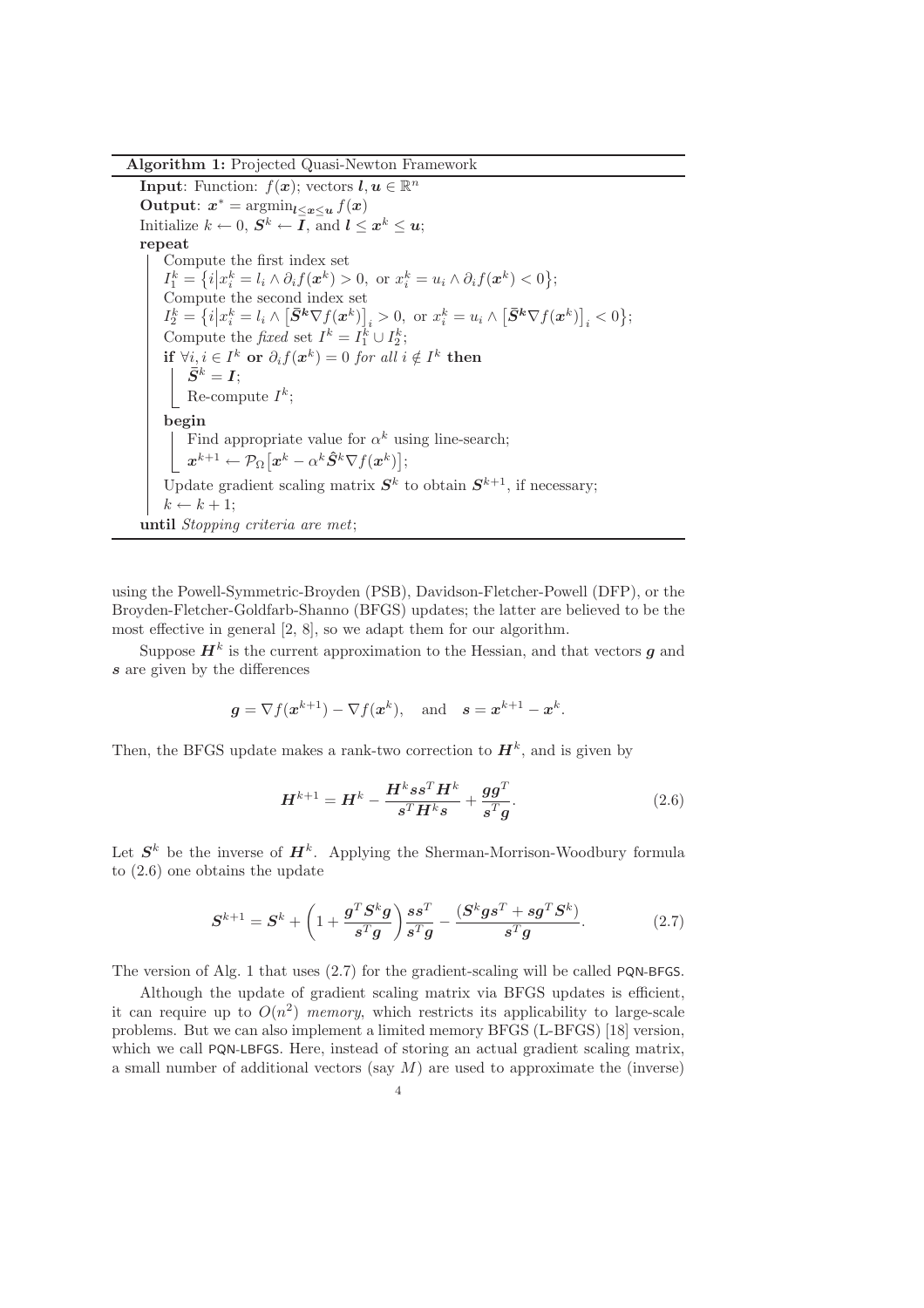**Algorithm 1:** Projected Quasi-Newton Framework

**Input**: Function: $f(\boldsymbol{x})$; vectors $\boldsymbol{l}, \boldsymbol{u} \in \mathbb{R}^n$
**Output**: $\boldsymbol{x}^* = \operatorname{argmin}_{\boldsymbol{l} \le \boldsymbol{x} \le \boldsymbol{u}} f(\boldsymbol{x})$
Initialize $k \leftarrow 0$, $\boldsymbol{S}^k \leftarrow \boldsymbol{I}$, and $\boldsymbol{l} \le \boldsymbol{x}^k \le \boldsymbol{u}$;
**repeat**
  Compute the first index set
  $I_1^k = \left\{ i \middle| x_i^k = l_i \wedge \partial_i f(\boldsymbol{x}^k) > 0, \text{ or } x_i^k = u_i \wedge \partial_i f(\boldsymbol{x}^k) < 0 \right\}$;
  Compute the second index set
  $I_2^k = \left\{ i \middle| x_i^k = l_i \wedge \left[\bar{\boldsymbol{S}}^k \nabla f(\boldsymbol{x}^k)\right]_i > 0, \text{ or } x_i^k = u_i \wedge \left[\bar{\boldsymbol{S}}^k \nabla f(\boldsymbol{x}^k)\right]_i < 0 \right\}$;
  Compute the *fixed* set $I^k = I_1^k \cup I_2^k$;
  **if** $\forall i, i \in I^k$ **or** $\partial_i f(\boldsymbol{x}^k) = 0$ *for all* $i \notin I^k$ **then**
    $\bar{\boldsymbol{S}}^k = \boldsymbol{I}$;
    Re-compute $I^k$;
  **begin**
    Find appropriate value for $\alpha^k$ using line-search;
    $\boldsymbol{x}^{k+1} \leftarrow \mathcal{P}_\Omega\left[\boldsymbol{x}^k - \alpha^k \hat{\boldsymbol{S}}^k \nabla f(\boldsymbol{x}^k)\right]$;
  Update gradient scaling matrix $\boldsymbol{S}^k$ to obtain $\boldsymbol{S}^{k+1}$, if necessary;
  $k \leftarrow k + 1$;
**until** *Stopping criteria are met*;

using the Powell-Symmetric-Broyden (PSB), Davidson-Fletcher-Powell (DFP), or the Broyden-Fletcher-Goldfarb-Shanno (BFGS) updates; the latter are believed to be the most effective in general [2, 8], so we adapt them for our algorithm.

Suppose $\boldsymbol{H}^k$ is the current approximation to the Hessian, and that vectors $\boldsymbol{g}$ and $\boldsymbol{s}$ are given by the differences

$$\boldsymbol{g} = \nabla f(\boldsymbol{x}^{k+1}) - \nabla f(\boldsymbol{x}^k), \quad \text{and} \quad \boldsymbol{s} = \boldsymbol{x}^{k+1} - \boldsymbol{x}^k.$$

Then, the BFGS update makes a rank-two correction to $\boldsymbol{H}^k$, and is given by

$$\boldsymbol{H}^{k+1} = \boldsymbol{H}^k - \frac{\boldsymbol{H}^k \boldsymbol{s}\boldsymbol{s}^T \boldsymbol{H}^k}{\boldsymbol{s}^T \boldsymbol{H}^k \boldsymbol{s}} + \frac{\boldsymbol{g}\boldsymbol{g}^T}{\boldsymbol{s}^T \boldsymbol{g}}. \tag{2.6}$$

Let $\boldsymbol{S}^k$ be the inverse of $\boldsymbol{H}^k$. Applying the Sherman-Morrison-Woodbury formula to (2.6) one obtains the update

$$\boldsymbol{S}^{k+1} = \boldsymbol{S}^k + \left(1 + \frac{\boldsymbol{g}^T \boldsymbol{S}^k \boldsymbol{g}}{\boldsymbol{s}^T \boldsymbol{g}}\right) \frac{\boldsymbol{s}\boldsymbol{s}^T}{\boldsymbol{s}^T \boldsymbol{g}} - \frac{(\boldsymbol{S}^k \boldsymbol{g}\boldsymbol{s}^T + \boldsymbol{s}\boldsymbol{g}^T \boldsymbol{S}^k)}{\boldsymbol{s}^T \boldsymbol{g}}. \tag{2.7}$$

The version of Alg. 1 that uses (2.7) for the gradient-scaling will be called PQN-BFGS.

Although the update of gradient scaling matrix via BFGS updates is efficient, it can require up to $O(n^2)$ *memory*, which restricts its applicability to large-scale problems. But we can also implement a limited memory BFGS (L-BFGS) [18] version, which we call PQN-LBFGS. Here, instead of storing an actual gradient scaling matrix, a small number of additional vectors (say $M$) are used to approximate the (inverse)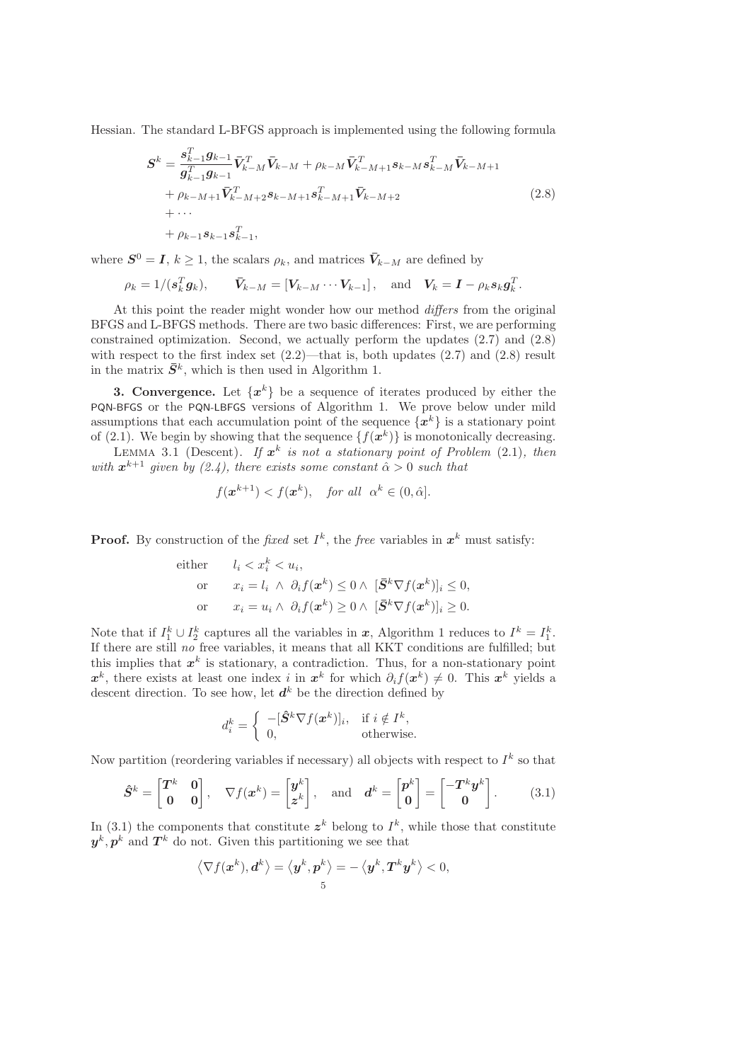Hessian. The standard L-BFGS approach is implemented using the following formula

$$
\begin{aligned}
\boldsymbol{S}^k = & \frac{\boldsymbol{s}_{k-1}^T \boldsymbol{g}_{k-1}}{\boldsymbol{g}_{k-1}^T \boldsymbol{g}_{k-1}} \bar{\boldsymbol{V}}_{k-M}^T \bar{\boldsymbol{V}}_{k-M} + \rho_{k-M} \bar{\boldsymbol{V}}_{k-M+1}^T \boldsymbol{s}_{k-M} \boldsymbol{s}_{k-M}^T \bar{\boldsymbol{V}}_{k-M+1} \\
& + \rho_{k-M+1} \bar{\boldsymbol{V}}_{k-M+2}^T \boldsymbol{s}_{k-M+1} \boldsymbol{s}_{k-M+1}^T \bar{\boldsymbol{V}}_{k-M+2} \\
& + \cdots \\
& + \rho_{k-1} \boldsymbol{s}_{k-1} \boldsymbol{s}_{k-1}^T,
\end{aligned}
\tag{2.8}
$$

where $\boldsymbol{S}^0 = \boldsymbol{I}$, $k \geq 1$, the scalars $\rho_k$, and matrices $\bar{\boldsymbol{V}}_{k-M}$ are defined by

$$
\rho_k = 1/(\boldsymbol{s}_k^T \boldsymbol{g}_k), \qquad \bar{\boldsymbol{V}}_{k-M} = [\boldsymbol{V}_{k-M} \cdots \boldsymbol{V}_{k-1}], \quad \text{and} \quad \boldsymbol{V}_k = \boldsymbol{I} - \rho_k \boldsymbol{s}_k \boldsymbol{g}_k^T.
$$

At this point the reader might wonder how our method *differs* from the original BFGS and L-BFGS methods. There are two basic differences: First, we are performing constrained optimization. Second, we actually perform the updates (2.7) and (2.8) with respect to the first index set (2.2)—that is, both updates (2.7) and (2.8) result in the matrix $\bar{\boldsymbol{S}}^k$, which is then used in Algorithm 1.

**3. Convergence.** Let $\{\boldsymbol{x}^k\}$ be a sequence of iterates produced by either the PQN-BFGS or the PQN-LBFGS versions of Algorithm 1. We prove below under mild assumptions that each accumulation point of the sequence $\{\boldsymbol{x}^k\}$ is a stationary point of (2.1). We begin by showing that the sequence $\{f(\boldsymbol{x}^k)\}$ is monotonically decreasing.

LEMMA 3.1 (Descent). *If $\boldsymbol{x}^k$ is not a stationary point of Problem (2.1), then with $\boldsymbol{x}^{k+1}$ given by (2.4), there exists some constant $\hat{\alpha} > 0$ such that*

$$
f(\boldsymbol{x}^{k+1}) < f(\boldsymbol{x}^k), \quad \textit{for all} \ \ \alpha^k \in (0, \hat{\alpha}].
$$

**Proof.** By construction of the *fixed* set $I^k$, the *free* variables in $\boldsymbol{x}^k$ must satisfy:

$$
\begin{aligned}
\text{either} \quad & l_i < x_i^k < u_i, \\
\text{or} \quad & x_i = l_i \ \wedge \ \partial_i f(\boldsymbol{x}^k) \leq 0 \wedge \ [\bar{\boldsymbol{S}}^k \nabla f(\boldsymbol{x}^k)]_i \leq 0, \\
\text{or} \quad & x_i = u_i \wedge \ \partial_i f(\boldsymbol{x}^k) \geq 0 \wedge \ [\bar{\boldsymbol{S}}^k \nabla f(\boldsymbol{x}^k)]_i \geq 0.
\end{aligned}
$$

Note that if $I_1^k \cup I_2^k$ captures all the variables in $\boldsymbol{x}$, Algorithm 1 reduces to $I^k = I_1^k$. If there are still *no* free variables, it means that all KKT conditions are fulfilled; but this implies that $\boldsymbol{x}^k$ is stationary, a contradiction. Thus, for a non-stationary point $\boldsymbol{x}^k$, there exists at least one index $i$ in $\boldsymbol{x}^k$ for which $\partial_i f(\boldsymbol{x}^k) \neq 0$. This $\boldsymbol{x}^k$ yields a descent direction. To see how, let $\boldsymbol{d}^k$ be the direction defined by

$$
d_i^k = \begin{cases} -[\hat{\boldsymbol{S}}^k \nabla f(\boldsymbol{x}^k)]_i, & \text{if } i \notin I^k, \\ 0, & \text{otherwise.} \end{cases}
$$

Now partition (reordering variables if necessary) all objects with respect to $I^k$ so that

$$
\hat{\boldsymbol{S}}^k = \begin{bmatrix} \boldsymbol{T}^k & \boldsymbol{0} \\ \boldsymbol{0} & \boldsymbol{0} \end{bmatrix}, \quad \nabla f(\boldsymbol{x}^k) = \begin{bmatrix} \boldsymbol{y}^k \\ \boldsymbol{z}^k \end{bmatrix}, \quad \text{and} \quad \boldsymbol{d}^k = \begin{bmatrix} \boldsymbol{p}^k \\ \boldsymbol{0} \end{bmatrix} = \begin{bmatrix} -\boldsymbol{T}^k \boldsymbol{y}^k \\ \boldsymbol{0} \end{bmatrix}. \tag{3.1}
$$

In (3.1) the components that constitute $\boldsymbol{z}^k$ belong to $I^k$, while those that constitute $\boldsymbol{y}^k, \boldsymbol{p}^k$ and $\boldsymbol{T}^k$ do not. Given this partitioning we see that

$$
\langle \nabla f(\boldsymbol{x}^k), \boldsymbol{d}^k \rangle = \langle \boldsymbol{y}^k, \boldsymbol{p}^k \rangle = -\langle \boldsymbol{y}^k, \boldsymbol{T}^k \boldsymbol{y}^k \rangle < 0,
$$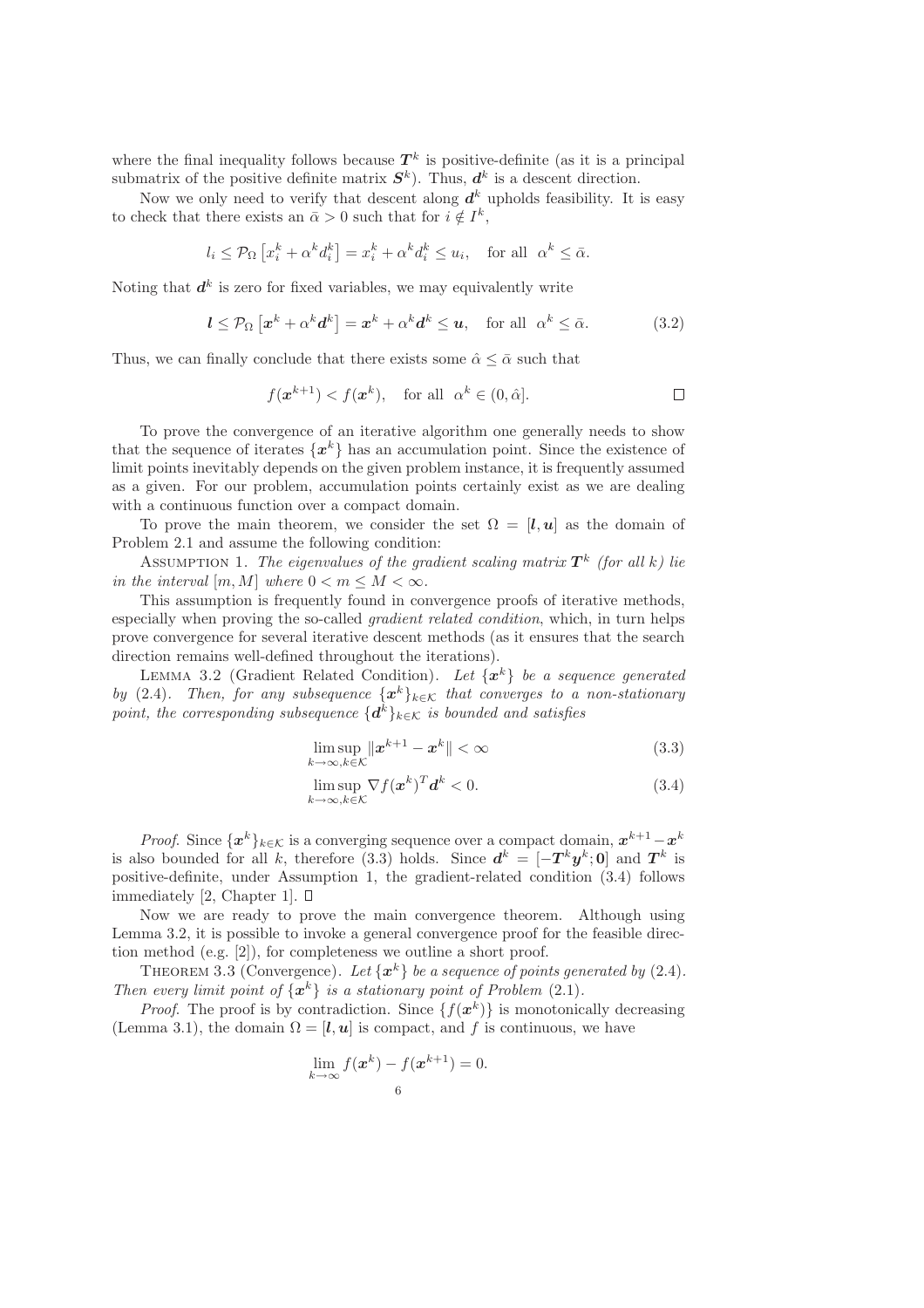where the final inequality follows because $\boldsymbol{T}^k$ is positive-definite (as it is a principal submatrix of the positive definite matrix $\boldsymbol{S}^k$). Thus, $\boldsymbol{d}^k$ is a descent direction.

Now we only need to verify that descent along $\boldsymbol{d}^k$ upholds feasibility. It is easy to check that there exists an $\bar{\alpha} > 0$ such that for $i \notin I^k$,

$$l_i \leq \mathcal{P}_\Omega \left[ x_i^k + \alpha^k d_i^k \right] = x_i^k + \alpha^k d_i^k \leq u_i, \quad \text{for all} \;\; \alpha^k \leq \bar{\alpha}.$$

Noting that $\boldsymbol{d}^k$ is zero for fixed variables, we may equivalently write

$$\boldsymbol{l} \leq \mathcal{P}_\Omega \left[ \boldsymbol{x}^k + \alpha^k \boldsymbol{d}^k \right] = \boldsymbol{x}^k + \alpha^k \boldsymbol{d}^k \leq \boldsymbol{u}, \quad \text{for all} \;\; \alpha^k \leq \bar{\alpha}. \tag{3.2}$$

Thus, we can finally conclude that there exists some $\hat{\alpha} \leq \bar{\alpha}$ such that

$$f(\boldsymbol{x}^{k+1}) < f(\boldsymbol{x}^k), \quad \text{for all} \;\; \alpha^k \in (0, \hat{\alpha}]. \qquad \square$$

To prove the convergence of an iterative algorithm one generally needs to show that the sequence of iterates $\{\boldsymbol{x}^k\}$ has an accumulation point. Since the existence of limit points inevitably depends on the given problem instance, it is frequently assumed as a given. For our problem, accumulation points certainly exist as we are dealing with a continuous function over a compact domain.

To prove the main theorem, we consider the set $\Omega = [\boldsymbol{l}, \boldsymbol{u}]$ as the domain of Problem 2.1 and assume the following condition:

Assumption 1. *The eigenvalues of the gradient scaling matrix $\boldsymbol{T}^k$ (for all $k$) lie in the interval $[m, M]$ where $0 < m \leq M < \infty$.*

This assumption is frequently found in convergence proofs of iterative methods, especially when proving the so-called *gradient related condition*, which, in turn helps prove convergence for several iterative descent methods (as it ensures that the search direction remains well-defined throughout the iterations).

Lemma 3.2 (Gradient Related Condition). *Let $\{\boldsymbol{x}^k\}$ be a sequence generated by (2.4). Then, for any subsequence $\{\boldsymbol{x}^k\}_{k\in\mathcal{K}}$ that converges to a non-stationary point, the corresponding subsequence $\{\boldsymbol{d}^k\}_{k\in\mathcal{K}}$ is bounded and satisfies*

$$\limsup_{k\to\infty, k\in\mathcal{K}} \|\boldsymbol{x}^{k+1} - \boldsymbol{x}^k\| < \infty \tag{3.3}$$

$$\limsup_{k\to\infty, k\in\mathcal{K}} \nabla f(\boldsymbol{x}^k)^T \boldsymbol{d}^k < 0. \tag{3.4}$$

*Proof.* Since $\{\boldsymbol{x}^k\}_{k\in\mathcal{K}}$ is a converging sequence over a compact domain, $\boldsymbol{x}^{k+1} - \boldsymbol{x}^k$ is also bounded for all $k$, therefore (3.3) holds. Since $\boldsymbol{d}^k = [-\boldsymbol{T}^k \boldsymbol{y}^k; \boldsymbol{0}]$ and $\boldsymbol{T}^k$ is positive-definite, under Assumption 1, the gradient-related condition (3.4) follows immediately [2, Chapter 1]. $\square$

Now we are ready to prove the main convergence theorem. Although using Lemma 3.2, it is possible to invoke a general convergence proof for the feasible direction method (e.g. [2]), for completeness we outline a short proof.

Theorem 3.3 (Convergence). *Let $\{\boldsymbol{x}^k\}$ be a sequence of points generated by (2.4). Then every limit point of $\{\boldsymbol{x}^k\}$ is a stationary point of Problem (2.1).*

*Proof.* The proof is by contradiction. Since $\{f(\boldsymbol{x}^k)\}$ is monotonically decreasing (Lemma 3.1), the domain $\Omega = [\boldsymbol{l}, \boldsymbol{u}]$ is compact, and $f$ is continuous, we have

$$\lim_{k\to\infty} f(\boldsymbol{x}^k) - f(\boldsymbol{x}^{k+1}) = 0.$$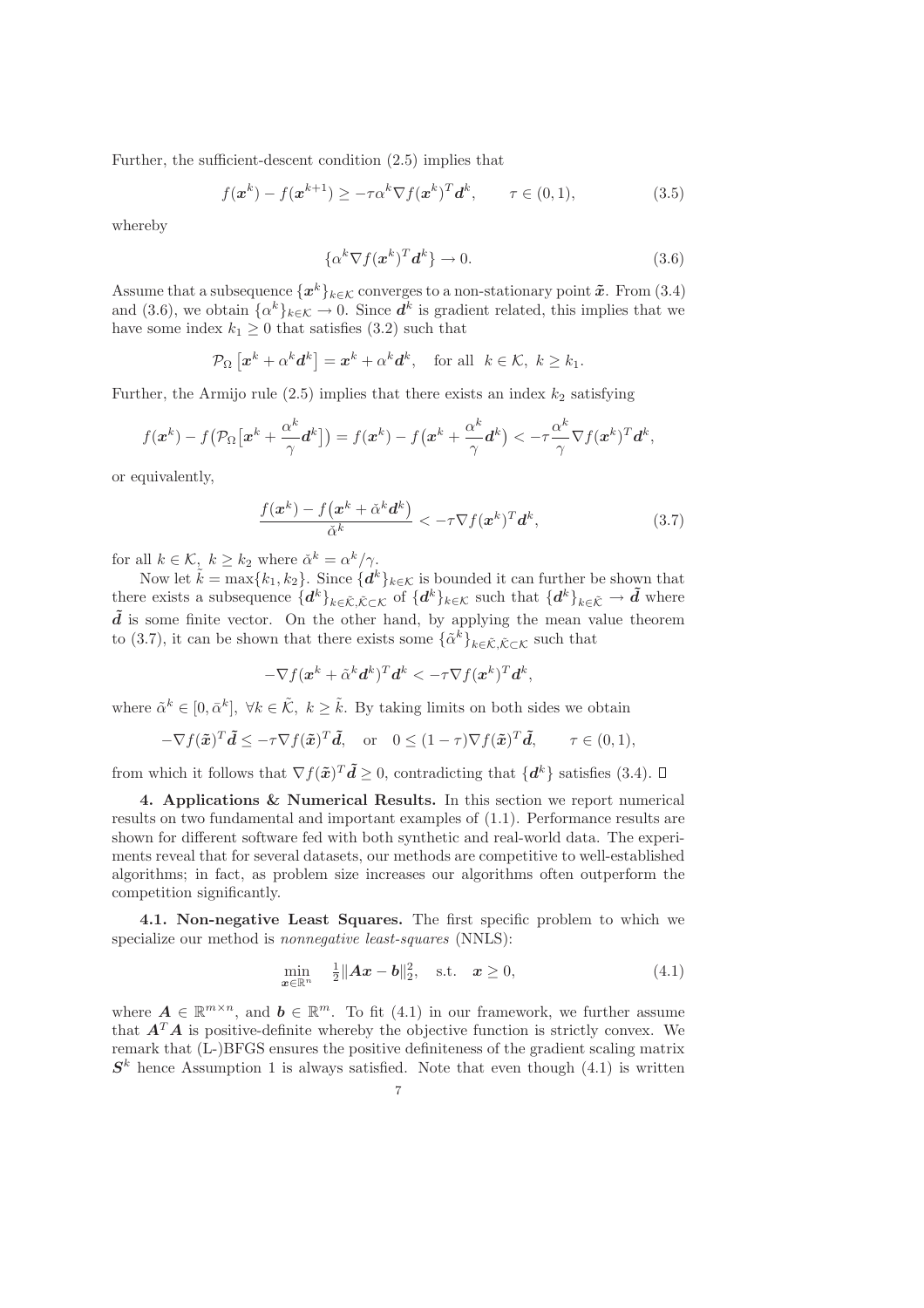Further, the sufficient-descent condition (2.5) implies that

$$f(\boldsymbol{x}^k) - f(\boldsymbol{x}^{k+1}) \geq -\tau \alpha^k \nabla f(\boldsymbol{x}^k)^T \boldsymbol{d}^k, \qquad \tau \in (0,1), \tag{3.5}$$

whereby

$$\{\alpha^k \nabla f(\boldsymbol{x}^k)^T \boldsymbol{d}^k\} \to 0. \tag{3.6}$$

Assume that a subsequence $\{\boldsymbol{x}^k\}_{k \in \mathcal{K}}$ converges to a non-stationary point $\tilde{\boldsymbol{x}}$. From (3.4) and (3.6), we obtain $\{\alpha^k\}_{k\in\mathcal{K}} \to 0$. Since $\boldsymbol{d}^k$ is gradient related, this implies that we have some index $k_1 \geq 0$ that satisfies (3.2) such that

$$\mathcal{P}_\Omega\left[\boldsymbol{x}^k + \alpha^k \boldsymbol{d}^k\right] = \boldsymbol{x}^k + \alpha^k \boldsymbol{d}^k, \quad \text{for all} \ \ k \in \mathcal{K},\ k \geq k_1.$$

Further, the Armijo rule (2.5) implies that there exists an index $k_2$ satisfying

$$f(\boldsymbol{x}^k) - f\big(\mathcal{P}_\Omega\big[\boldsymbol{x}^k + \frac{\alpha^k}{\gamma}\boldsymbol{d}^k\big]\big) = f(\boldsymbol{x}^k) - f\big(\boldsymbol{x}^k + \frac{\alpha^k}{\gamma}\boldsymbol{d}^k\big) < -\tau \frac{\alpha^k}{\gamma} \nabla f(\boldsymbol{x}^k)^T \boldsymbol{d}^k,$$

or equivalently,

$$\frac{f(\boldsymbol{x}^k) - f\big(\boldsymbol{x}^k + \check{\alpha}^k \boldsymbol{d}^k\big)}{\check{\alpha}^k} < -\tau \nabla f(\boldsymbol{x}^k)^T \boldsymbol{d}^k, \tag{3.7}$$

for all $k \in \mathcal{K},\ k \geq k_2$ where $\check{\alpha}^k = \alpha^k/\gamma$.

Now let $\tilde{k} = \max\{k_1, k_2\}$. Since $\{\boldsymbol{d}^k\}_{k\in\mathcal{K}}$ is bounded it can further be shown that there exists a subsequence $\{\boldsymbol{d}^k\}_{k\in\tilde{\mathcal{K}},\tilde{\mathcal{K}}\subset\mathcal{K}}$ of $\{\boldsymbol{d}^k\}_{k\in\mathcal{K}}$ such that $\{\boldsymbol{d}^k\}_{k\in\tilde{\mathcal{K}}} \to \tilde{\boldsymbol{d}}$ where $\tilde{\boldsymbol{d}}$ is some finite vector. On the other hand, by applying the mean value theorem to (3.7), it can be shown that there exists some $\{\tilde{\alpha}^k\}_{k\in\tilde{\mathcal{K}},\tilde{\mathcal{K}}\subset\mathcal{K}}$ such that

$$-\nabla f(\boldsymbol{x}^k + \tilde{\alpha}^k \boldsymbol{d}^k)^T \boldsymbol{d}^k < -\tau \nabla f(\boldsymbol{x}^k)^T \boldsymbol{d}^k,$$

where $\tilde{\alpha}^k \in [0, \bar{\alpha}^k],\ \forall k \in \tilde{\mathcal{K}},\ k \geq \tilde{k}$. By taking limits on both sides we obtain

$$-\nabla f(\tilde{\boldsymbol{x}})^T \tilde{\boldsymbol{d}} \leq -\tau \nabla f(\tilde{\boldsymbol{x}})^T \tilde{\boldsymbol{d}}, \quad \text{or} \quad 0 \leq (1-\tau)\nabla f(\tilde{\boldsymbol{x}})^T \tilde{\boldsymbol{d}}, \qquad \tau \in (0,1),$$

from which it follows that $\nabla f(\tilde{\boldsymbol{x}})^T \tilde{\boldsymbol{d}} \geq 0$, contradicting that $\{\boldsymbol{d}^k\}$ satisfies (3.4). □

## 4. Applications & Numerical Results.

In this section we report numerical results on two fundamental and important examples of (1.1). Performance results are shown for different software fed with both synthetic and real-world data. The experiments reveal that for several datasets, our methods are competitive to well-established algorithms; in fact, as problem size increases our algorithms often outperform the competition significantly.

### 4.1. Non-negative Least Squares.

The first specific problem to which we specialize our method is *nonnegative least-squares* (NNLS):

$$\min_{\boldsymbol{x}\in\mathbb{R}^n} \quad \tfrac{1}{2}\|\boldsymbol{A}\boldsymbol{x} - \boldsymbol{b}\|_2^2, \quad \text{s.t.} \quad \boldsymbol{x} \geq 0, \tag{4.1}$$

where $\boldsymbol{A} \in \mathbb{R}^{m\times n}$, and $\boldsymbol{b} \in \mathbb{R}^m$. To fit (4.1) in our framework, we further assume that $\boldsymbol{A}^T\boldsymbol{A}$ is positive-definite whereby the objective function is strictly convex. We remark that (L-)BFGS ensures the positive definiteness of the gradient scaling matrix $\boldsymbol{S}^k$ hence Assumption 1 is always satisfied. Note that even though (4.1) is written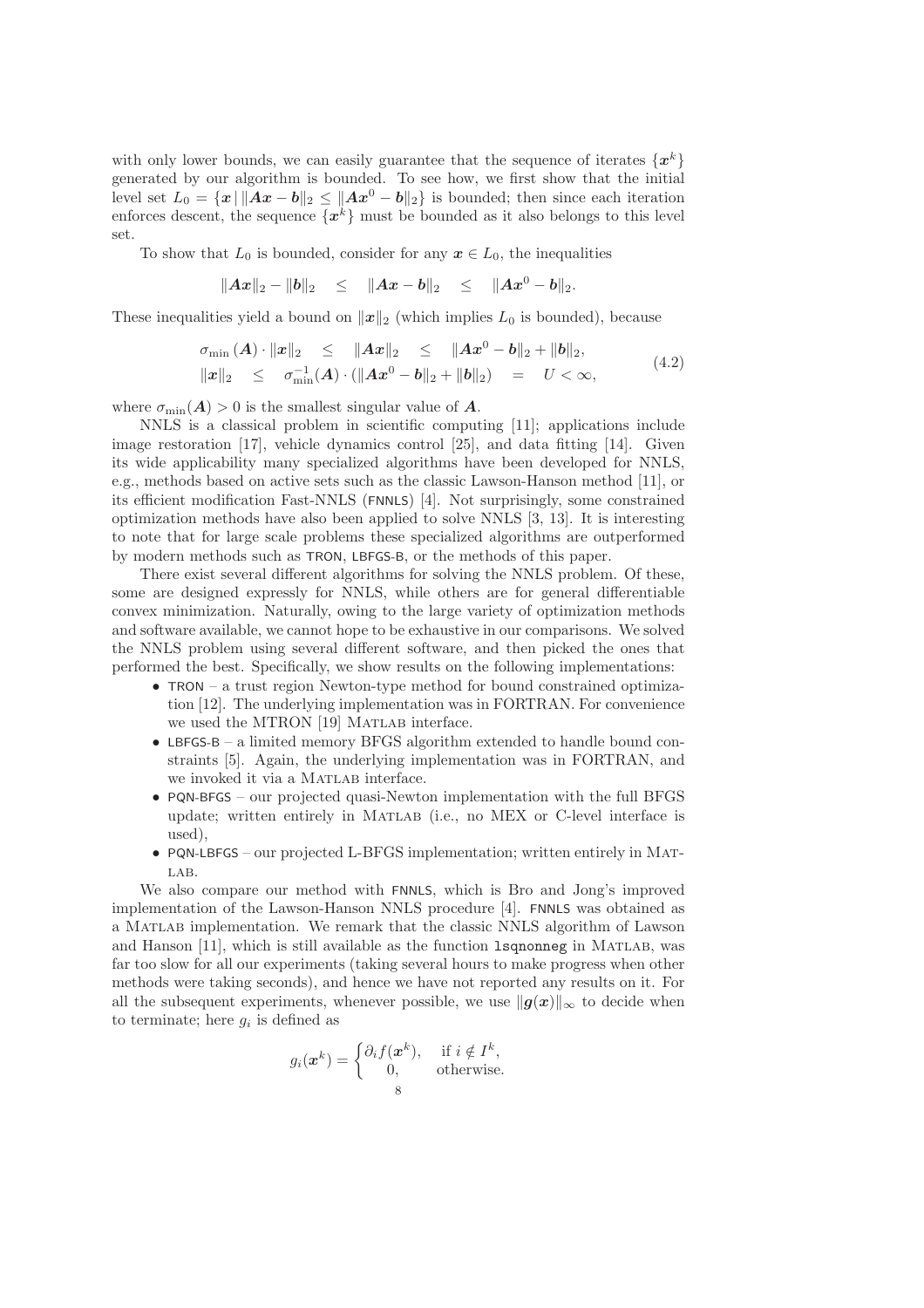with only lower bounds, we can easily guarantee that the sequence of iterates $\{\boldsymbol{x}^k\}$ generated by our algorithm is bounded. To see how, we first show that the initial level set $L_0 = \{\boldsymbol{x} \mid \|\boldsymbol{A}\boldsymbol{x} - \boldsymbol{b}\|_2 \leq \|\boldsymbol{A}\boldsymbol{x}^0 - \boldsymbol{b}\|_2\}$ is bounded; then since each iteration enforces descent, the sequence $\{\boldsymbol{x}^k\}$ must be bounded as it also belongs to this level set.

To show that $L_0$ is bounded, consider for any $\boldsymbol{x} \in L_0$, the inequalities

$$\|\boldsymbol{A}\boldsymbol{x}\|_2 - \|\boldsymbol{b}\|_2 \quad \leq \quad \|\boldsymbol{A}\boldsymbol{x} - \boldsymbol{b}\|_2 \quad \leq \quad \|\boldsymbol{A}\boldsymbol{x}^0 - \boldsymbol{b}\|_2.$$

These inequalities yield a bound on $\|\boldsymbol{x}\|_2$ (which implies $L_0$ is bounded), because

$$\begin{aligned}
\sigma_{\min}(\boldsymbol{A}) \cdot \|\boldsymbol{x}\|_2 \quad &\leq \quad \|\boldsymbol{A}\boldsymbol{x}\|_2 \quad \leq \quad \|\boldsymbol{A}\boldsymbol{x}^0 - \boldsymbol{b}\|_2 + \|\boldsymbol{b}\|_2, \\
\|\boldsymbol{x}\|_2 \quad &\leq \quad \sigma_{\min}^{-1}(\boldsymbol{A}) \cdot (\|\boldsymbol{A}\boldsymbol{x}^0 - \boldsymbol{b}\|_2 + \|\boldsymbol{b}\|_2) \quad = \quad U < \infty,
\end{aligned} \tag{4.2}$$

where $\sigma_{\min}(\boldsymbol{A}) > 0$ is the smallest singular value of $\boldsymbol{A}$.

NNLS is a classical problem in scientific computing [11]; applications include image restoration [17], vehicle dynamics control [25], and data fitting [14]. Given its wide applicability many specialized algorithms have been developed for NNLS, e.g., methods based on active sets such as the classic Lawson-Hanson method [11], or its efficient modification Fast-NNLS (FNNLS) [4]. Not surprisingly, some constrained optimization methods have also been applied to solve NNLS [3, 13]. It is interesting to note that for large scale problems these specialized algorithms are outperformed by modern methods such as TRON, LBFGS-B, or the methods of this paper.

There exist several different algorithms for solving the NNLS problem. Of these, some are designed expressly for NNLS, while others are for general differentiable convex minimization. Naturally, owing to the large variety of optimization methods and software available, we cannot hope to be exhaustive in our comparisons. We solved the NNLS problem using several different software, and then picked the ones that performed the best. Specifically, we show results on the following implementations:

- TRON – a trust region Newton-type method for bound constrained optimization [12]. The underlying implementation was in FORTRAN. For convenience we used the MTRON [19] MATLAB interface.
- LBFGS-B – a limited memory BFGS algorithm extended to handle bound constraints [5]. Again, the underlying implementation was in FORTRAN, and we invoked it via a MATLAB interface.
- PQN-BFGS – our projected quasi-Newton implementation with the full BFGS update; written entirely in MATLAB (i.e., no MEX or C-level interface is used),
- PQN-LBFGS – our projected L-BFGS implementation; written entirely in MATLAB.

We also compare our method with FNNLS, which is Bro and Jong's improved implementation of the Lawson-Hanson NNLS procedure [4]. FNNLS was obtained as a MATLAB implementation. We remark that the classic NNLS algorithm of Lawson and Hanson [11], which is still available as the function `lsqnonneg` in MATLAB, was far too slow for all our experiments (taking several hours to make progress when other methods were taking seconds), and hence we have not reported any results on it. For all the subsequent experiments, whenever possible, we use $\|\boldsymbol{g}(\boldsymbol{x})\|_\infty$ to decide when to terminate; here $g_i$ is defined as

$$g_i(\boldsymbol{x}^k) = \begin{cases} \partial_i f(\boldsymbol{x}^k), & \text{if } i \notin I^k, \\ 0, & \text{otherwise.} \end{cases}$$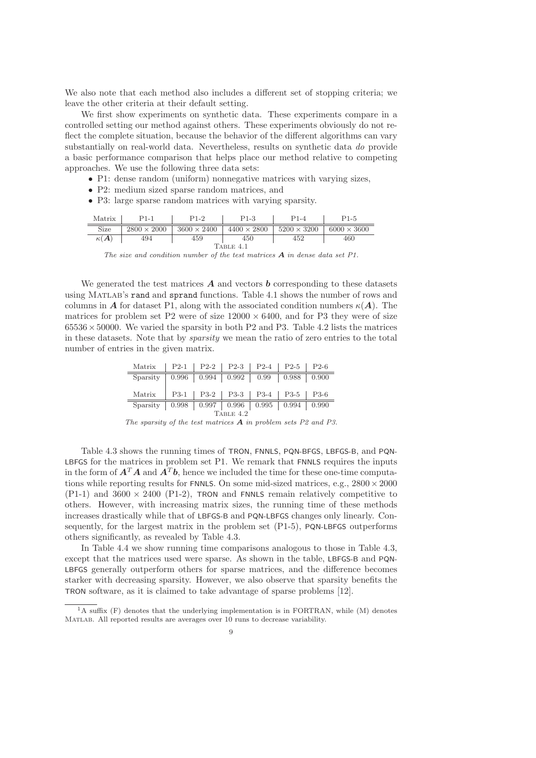We also note that each method also includes a different set of stopping criteria; we leave the other criteria at their default setting.

We first show experiments on synthetic data. These experiments compare in a controlled setting our method against others. These experiments obviously do not reflect the complete situation, because the behavior of the different algorithms can vary substantially on real-world data. Nevertheless, results on synthetic data *do* provide a basic performance comparison that helps place our method relative to competing approaches. We use the following three data sets:

- P1: dense random (uniform) nonnegative matrices with varying sizes,
- P2: medium sized sparse random matrices, and
- P3: large sparse random matrices with varying sparsity.

| Matrix | P1-1 | P1-2 | P1-3 | P1-4 | P1-5 |
|---|---|---|---|---|---|
| Size | $2800 \times 2000$ | $3600 \times 2400$ | $4400 \times 2800$ | $5200 \times 3200$ | $6000 \times 3600$ |
| $\kappa(\boldsymbol{A})$ | 494 | 459 | 450 | 452 | 460 |

TABLE 4.1

*The size and condition number of the test matrices $\boldsymbol{A}$ in dense data set P1.*

We generated the test matrices $\boldsymbol{A}$ and vectors $\boldsymbol{b}$ corresponding to these datasets using MATLAB's `rand` and `sprand` functions. Table 4.1 shows the number of rows and columns in $\boldsymbol{A}$ for dataset P1, along with the associated condition numbers $\kappa(\boldsymbol{A})$. The matrices for problem set P2 were of size $12000 \times 6400$, and for P3 they were of size $65536 \times 50000$. We varied the sparsity in both P2 and P3. Table 4.2 lists the matrices in these datasets. Note that by *sparsity* we mean the ratio of zero entries to the total number of entries in the given matrix.

| Matrix | P2-1 | P2-2 | P2-3 | P2-4 | P2-5 | P2-6 |
|---|---|---|---|---|---|---|
| Sparsity | 0.996 | 0.994 | 0.992 | 0.99 | 0.988 | 0.900 |
| Matrix | P3-1 | P3-2 | P3-3 | P3-4 | P3-5 | P3-6 |
| Sparsity | 0.998 | 0.997 | 0.996 | 0.995 | 0.994 | 0.990 |

TABLE 4.2

*The sparsity of the test matrices $\boldsymbol{A}$ in problem sets P2 and P3.*

Table 4.3 shows the running times of TRON, FNNLS, PQN-BFGS, LBFGS-B, and PQN-LBFGS for the matrices in problem set P1. We remark that FNNLS requires the inputs in the form of $\boldsymbol{A}^T\boldsymbol{A}$ and $\boldsymbol{A}^T\boldsymbol{b}$, hence we included the time for these one-time computations while reporting results for FNNLS. On some mid-sized matrices, e.g., $2800 \times 2000$ (P1-1) and $3600 \times 2400$ (P1-2), TRON and FNNLS remain relatively competitive to others. However, with increasing matrix sizes, the running time of these methods increases drastically while that of LBFGS-B and PQN-LBFGS changes only linearly. Consequently, for the largest matrix in the problem set (P1-5), PQN-LBFGS outperforms others significantly, as revealed by Table 4.3.

In Table 4.4 we show running time comparisons analogous to those in Table 4.3, except that the matrices used were sparse. As shown in the table, LBFGS-B and PQN-LBFGS generally outperform others for sparse matrices, and the difference becomes starker with decreasing sparsity. However, we also observe that sparsity benefits the TRON software, as it is claimed to take advantage of sparse problems [12].

[1] A suffix (F) denotes that the underlying implementation is in FORTRAN, while (M) denotes MATLAB. All reported results are averages over 10 runs to decrease variability.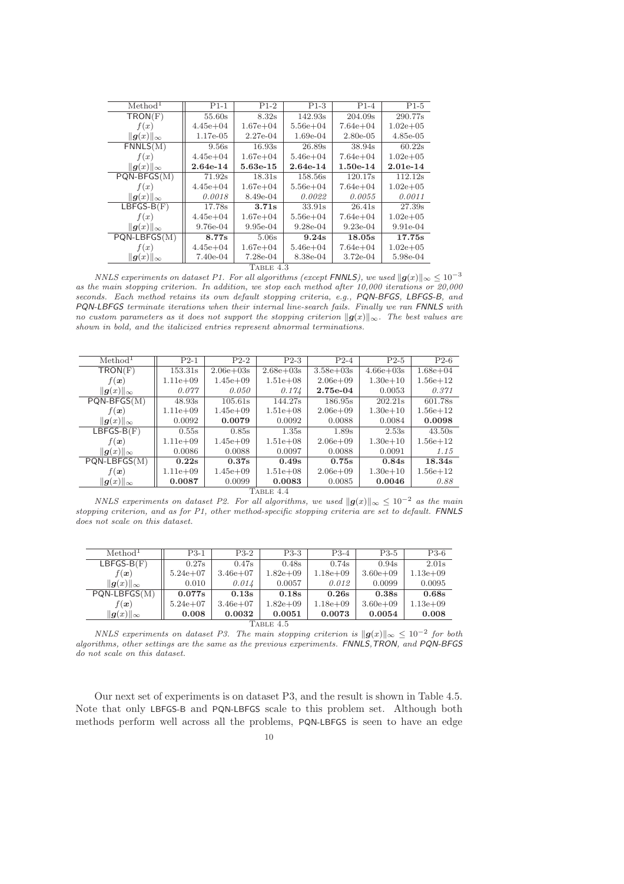| Method[1] | P1-1 | P1-2 | P1-3 | P1-4 | P1-5 |
|---|---|---|---|---|---|
| TRON(F) | 55.60s | 8.32s | 142.93s | 204.09s | 290.77s |
| $f(x)$ | 4.45e+04 | 1.67e+04 | 5.56e+04 | 7.64e+04 | 1.02e+05 |
| $\|\boldsymbol{g}(x)\|_\infty$ | 1.17e-05 | 2.27e-04 | 1.69e-04 | 2.80e-05 | 4.85e-05 |
| FNNLS(M) | 9.56s | 16.93s | 26.89s | 38.94s | 60.22s |
| $f(x)$ | 4.45e+04 | 1.67e+04 | 5.46e+04 | 7.64e+04 | 1.02e+05 |
| $\|\boldsymbol{g}(x)\|_\infty$ | **2.64e-14** | **5.63e-15** | **2.64e-14** | **1.50e-14** | **2.01e-14** |
| PQN-BFGS(M) | 71.92s | 18.31s | 158.56s | 120.17s | 112.12s |
| $f(x)$ | 4.45e+04 | 1.67e+04 | 5.56e+04 | 7.64e+04 | 1.02e+05 |
| $\|\boldsymbol{g}(x)\|_\infty$ | *0.0018* | 8.49e-04 | *0.0022* | *0.0055* | *0.0011* |
| LBFGS-B(F) | 17.78s | **3.71s** | 33.91s | 26.41s | 27.39s |
| $f(x)$ | 4.45e+04 | 1.67e+04 | 5.56e+04 | 7.64e+04 | 1.02e+05 |
| $\|\boldsymbol{g}(x)\|_\infty$ | 9.76e-04 | 9.95e-04 | 9.28e-04 | 9.23e-04 | 9.91e-04 |
| PQN-LBFGS(M) | **8.77s** | 5.06s | **9.24s** | **18.05s** | **17.75s** |
| $f(x)$ | 4.45e+04 | 1.67e+04 | 5.46e+04 | 7.64e+04 | 1.02e+05 |
| $\|\boldsymbol{g}(x)\|_\infty$ | 7.40e-04 | 7.28e-04 | 8.38e-04 | 3.72e-04 | 5.98e-04 |

TABLE 4.3

*NNLS experiments on dataset P1. For all algorithms (except FNNLS), we used $\|\boldsymbol{g}(x)\|_\infty \leq 10^{-3}$ as the main stopping criterion. In addition, we stop each method after 10,000 iterations or 20,000 seconds. Each method retains its own default stopping criteria, e.g., PQN-BFGS, LBFGS-B, and PQN-LBFGS terminate iterations when their internal line-search fails. Finally we ran FNNLS with no custom parameters as it does not support the stopping criterion $\|\boldsymbol{g}(x)\|_\infty$. The best values are shown in bold, and the italicized entries represent abnormal terminations.*

| Method[1] | P2-1 | P2-2 | P2-3 | P2-4 | P2-5 | P2-6 |
|---|---|---|---|---|---|---|
| TRON(F) | 153.31s | 2.06e+03s | 2.68e+03s | 3.58e+03s | 4.66e+03s | 1.68e+04 |
| $f(\boldsymbol{x})$ | 1.11e+09 | 1.45e+09 | 1.51e+08 | 2.06e+09 | 1.30e+10 | 1.56e+12 |
| $\|\boldsymbol{g}(x)\|_\infty$ | *0.077* | *0.050* | *0.174* | **2.75e-04** | 0.0053 | *0.371* |
| PQN-BFGS(M) | 48.93s | 105.61s | 144.27s | 186.95s | 202.21s | 601.78s |
| $f(\boldsymbol{x})$ | 1.11e+09 | 1.45e+09 | 1.51e+08 | 2.06e+09 | 1.30e+10 | 1.56e+12 |
| $\|\boldsymbol{g}(x)\|_\infty$ | 0.0092 | **0.0079** | 0.0092 | 0.0088 | 0.0084 | **0.0098** |
| LBFGS-B(F) | 0.55s | 0.85s | 1.35s | 1.89s | 2.53s | 43.50s |
| $f(\boldsymbol{x})$ | 1.11e+09 | 1.45e+09 | 1.51e+08 | 2.06e+09 | 1.30e+10 | 1.56e+12 |
| $\|\boldsymbol{g}(x)\|_\infty$ | 0.0086 | 0.0088 | 0.0097 | 0.0088 | 0.0091 | *1.15* |
| PQN-LBFGS(M) | **0.22s** | **0.37s** | **0.49s** | **0.75s** | **0.84s** | **18.34s** |
| $f(\boldsymbol{x})$ | 1.11e+09 | 1.45e+09 | 1.51e+08 | 2.06e+09 | 1.30e+10 | 1.56e+12 |
| $\|\boldsymbol{g}(x)\|_\infty$ | **0.0087** | 0.0099 | **0.0083** | 0.0085 | **0.0046** | *0.88* |

TABLE 4.4

*NNLS experiments on dataset P2. For all algorithms, we used $\|\boldsymbol{g}(x)\|_\infty \leq 10^{-2}$ as the main stopping criterion, and as for P1, other method-specific stopping criteria are set to default. FNNLS does not scale on this dataset.*

| Method[1] | P3-1 | P3-2 | P3-3 | P3-4 | P3-5 | P3-6 |
|---|---|---|---|---|---|---|
| LBFGS-B(F) | 0.27s | 0.47s | 0.48s | 0.74s | 0.94s | 2.01s |
| $f(\boldsymbol{x})$ | 5.24e+07 | 3.46e+07 | 1.82e+09 | 1.18e+09 | 3.60e+09 | 1.13e+09 |
| $\|\boldsymbol{g}(x)\|_\infty$ | 0.010 | *0.014* | 0.0057 | *0.012* | 0.0099 | 0.0095 |
| PQN-LBFGS(M) | **0.077s** | **0.13s** | **0.18s** | **0.26s** | **0.38s** | **0.68s** |
| $f(\boldsymbol{x})$ | 5.24e+07 | 3.46e+07 | 1.82e+09 | 1.18e+09 | 3.60e+09 | 1.13e+09 |
| $\|\boldsymbol{g}(x)\|_\infty$ | **0.008** | **0.0032** | **0.0051** | **0.0073** | **0.0054** | **0.008** |

TABLE 4.5

*NNLS experiments on dataset P3. The main stopping criterion is $\|\boldsymbol{g}(x)\|_\infty \leq 10^{-2}$ for both algorithms, other settings are the same as the previous experiments. FNNLS, TRON, and PQN-BFGS do not scale on this dataset.*

Our next set of experiments is on dataset P3, and the result is shown in Table 4.5. Note that only LBFGS-B and PQN-LBFGS scale to this problem set. Although both methods perform well across all the problems, PQN-LBFGS is seen to have an edge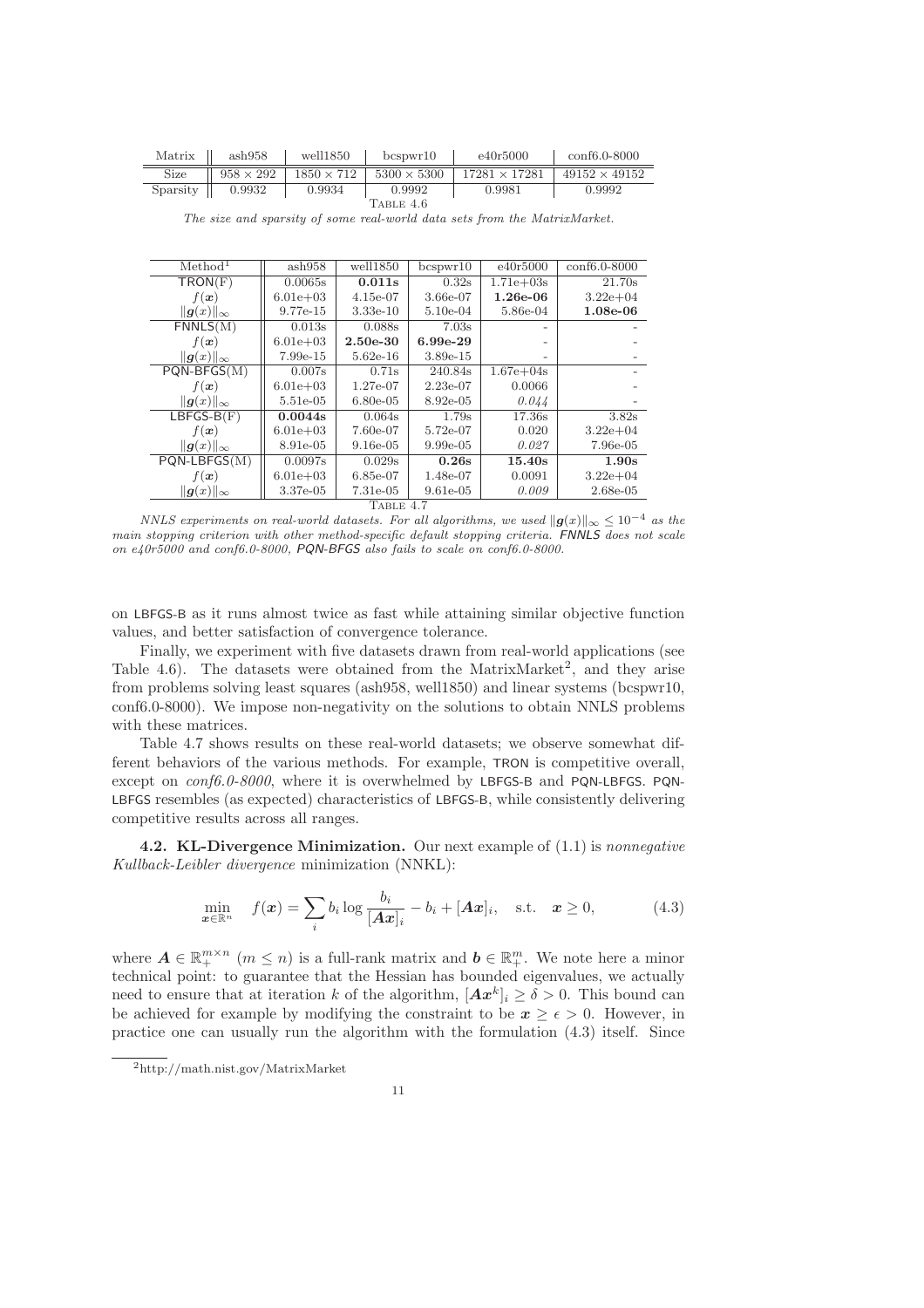| Matrix | ash958 | well1850 | bcspwr10 | e40r5000 | conf6.0-8000 |
|---|---|---|---|---|---|
| Size | $958 \times 292$ | $1850 \times 712$ | $5300 \times 5300$ | $17281 \times 17281$ | $49152 \times 49152$ |
| Sparsity | 0.9932 | 0.9934 | 0.9992 | 0.9981 | 0.9992 |

Table 4.6

*The size and sparsity of some real-world data sets from the MatrixMarket.*

| Method[1] | ash958 | well1850 | bcspwr10 | e40r5000 | conf6.0-8000 |
|---|---|---|---|---|---|
| TRON(F) | 0.0065s | **0.011s** | 0.32s | 1.71e+03s | 21.70s |
| $f(\boldsymbol{x})$ | 6.01e+03 | 4.15e-07 | 3.66e-07 | **1.26e-06** | 3.22e+04 |
| $\lVert \boldsymbol{g}(x) \rVert_\infty$ | 9.77e-15 | 3.33e-10 | 5.10e-04 | 5.86e-04 | **1.08e-06** |
| FNNLS(M) | 0.013s | 0.088s | 7.03s | - | - |
| $f(\boldsymbol{x})$ | 6.01e+03 | **2.50e-30** | **6.99e-29** | - | - |
| $\lVert \boldsymbol{g}(x) \rVert_\infty$ | 7.99e-15 | 5.62e-16 | 3.89e-15 | - | - |
| PQN-BFGS(M) | 0.007s | 0.71s | 240.84s | 1.67e+04s | - |
| $f(\boldsymbol{x})$ | 6.01e+03 | 1.27e-07 | 2.23e-07 | 0.0066 | - |
| $\lVert \boldsymbol{g}(x) \rVert_\infty$ | 5.51e-05 | 6.80e-05 | 8.92e-05 | *0.044* | - |
| LBFGS-B(F) | **0.0044s** | 0.064s | 1.79s | 17.36s | 3.82s |
| $f(\boldsymbol{x})$ | 6.01e+03 | 7.60e-07 | 5.72e-07 | 0.020 | 3.22e+04 |
| $\lVert \boldsymbol{g}(x) \rVert_\infty$ | 8.91e-05 | 9.16e-05 | 9.99e-05 | *0.027* | 7.96e-05 |
| PQN-LBFGS(M) | 0.0097s | 0.029s | **0.26s** | **15.40s** | **1.90s** |
| $f(\boldsymbol{x})$ | 6.01e+03 | 6.85e-07 | 1.48e-07 | 0.0091 | 3.22e+04 |
| $\lVert \boldsymbol{g}(x) \rVert_\infty$ | 3.37e-05 | 7.31e-05 | 9.61e-05 | *0.009* | 2.68e-05 |

Table 4.7

*NNLS experiments on real-world datasets. For all algorithms, we used $\lVert \boldsymbol{g}(x) \rVert_\infty \le 10^{-4}$ as the main stopping criterion with other method-specific default stopping criteria. FNNLS does not scale on e40r5000 and conf6.0-8000, PQN-BFGS also fails to scale on conf6.0-8000.*

on LBFGS-B as it runs almost twice as fast while attaining similar objective function values, and better satisfaction of convergence tolerance.

Finally, we experiment with five datasets drawn from real-world applications (see Table 4.6). The datasets were obtained from the MatrixMarket[2], and they arise from problems solving least squares (ash958, well1850) and linear systems (bcspwr10, conf6.0-8000). We impose non-negativity on the solutions to obtain NNLS problems with these matrices.

Table 4.7 shows results on these real-world datasets; we observe somewhat different behaviors of the various methods. For example, TRON is competitive overall, except on *conf6.0-8000*, where it is overwhelmed by LBFGS-B and PQN-LBFGS. PQN-LBFGS resembles (as expected) characteristics of LBFGS-B, while consistently delivering competitive results across all ranges.

**4.2. KL-Divergence Minimization.** Our next example of (1.1) is *nonnegative Kullback-Leibler divergence* minimization (NNKL):

$$\min_{\boldsymbol{x} \in \mathbb{R}^n} \quad f(\boldsymbol{x}) = \sum_i b_i \log \frac{b_i}{[\boldsymbol{A}\boldsymbol{x}]_i} - b_i + [\boldsymbol{A}\boldsymbol{x}]_i, \quad \text{s.t.} \quad \boldsymbol{x} \ge 0, \tag{4.3}$$

where $\boldsymbol{A} \in \mathbb{R}_+^{m \times n}$ $(m \le n)$ is a full-rank matrix and $\boldsymbol{b} \in \mathbb{R}_+^m$. We note here a minor technical point: to guarantee that the Hessian has bounded eigenvalues, we actually need to ensure that at iteration $k$ of the algorithm, $[\boldsymbol{A}\boldsymbol{x}^k]_i \ge \delta > 0$. This bound can be achieved for example by modifying the constraint to be $\boldsymbol{x} \ge \epsilon > 0$. However, in practice one can usually run the algorithm with the formulation (4.3) itself. Since

[2] http://math.nist.gov/MatrixMarket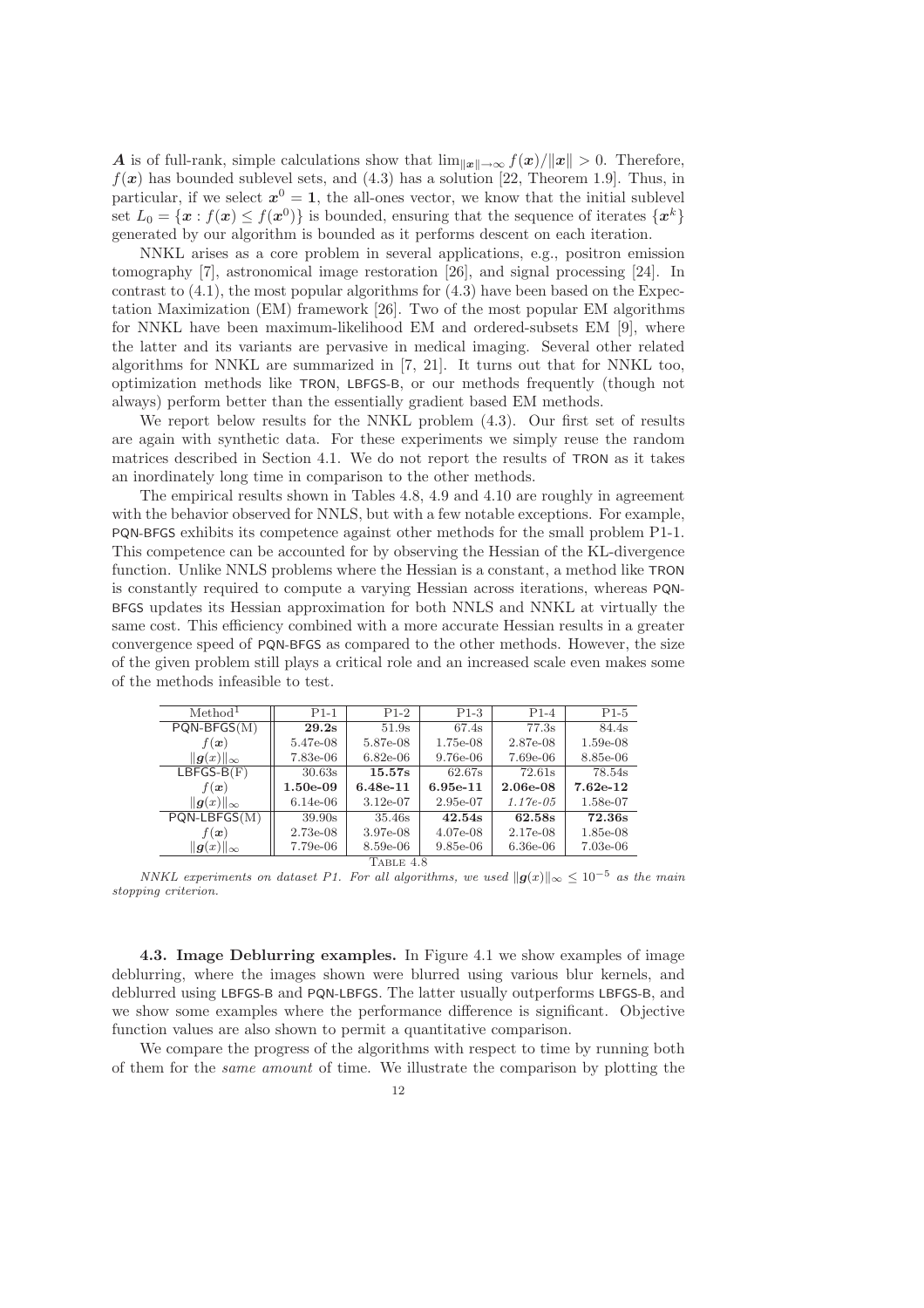$\boldsymbol{A}$ is of full-rank, simple calculations show that $\lim_{\|\boldsymbol{x}\| \to \infty} f(\boldsymbol{x})/\|\boldsymbol{x}\| > 0$. Therefore, $f(\boldsymbol{x})$ has bounded sublevel sets, and (4.3) has a solution [22, Theorem 1.9]. Thus, in particular, if we select $\boldsymbol{x}^0 = \mathbf{1}$, the all-ones vector, we know that the initial sublevel set $L_0 = \{\boldsymbol{x} : f(\boldsymbol{x}) \leq f(\boldsymbol{x}^0)\}$ is bounded, ensuring that the sequence of iterates $\{\boldsymbol{x}^k\}$ generated by our algorithm is bounded as it performs descent on each iteration.

NNKL arises as a core problem in several applications, e.g., positron emission tomography [7], astronomical image restoration [26], and signal processing [24]. In contrast to (4.1), the most popular algorithms for (4.3) have been based on the Expectation Maximization (EM) framework [26]. Two of the most popular EM algorithms for NNKL have been maximum-likelihood EM and ordered-subsets EM [9], where the latter and its variants are pervasive in medical imaging. Several other related algorithms for NNKL are summarized in [7, 21]. It turns out that for NNKL too, optimization methods like TRON, LBFGS-B, or our methods frequently (though not always) perform better than the essentially gradient based EM methods.

We report below results for the NNKL problem (4.3). Our first set of results are again with synthetic data. For these experiments we simply reuse the random matrices described in Section 4.1. We do not report the results of TRON as it takes an inordinately long time in comparison to the other methods.

The empirical results shown in Tables 4.8, 4.9 and 4.10 are roughly in agreement with the behavior observed for NNLS, but with a few notable exceptions. For example, PQN-BFGS exhibits its competence against other methods for the small problem P1-1. This competence can be accounted for by observing the Hessian of the KL-divergence function. Unlike NNLS problems where the Hessian is a constant, a method like TRON is constantly required to compute a varying Hessian across iterations, whereas PQN-BFGS updates its Hessian approximation for both NNLS and NNKL at virtually the same cost. This efficiency combined with a more accurate Hessian results in a greater convergence speed of PQN-BFGS as compared to the other methods. However, the size of the given problem still plays a critical role and an increased scale even makes some of the methods infeasible to test.

| Method[1] | P1-1 | P1-2 | P1-3 | P1-4 | P1-5 |
|---|---|---|---|---|---|
| PQN-BFGS(M) | **29.2s** | 51.9s | 67.4s | 77.3s | 84.4s |
| $f(\boldsymbol{x})$ | 5.47e-08 | 5.87e-08 | 1.75e-08 | 2.87e-08 | 1.59e-08 |
| $\\|\boldsymbol{g}(x)\\|_\infty$ | 7.83e-06 | 6.82e-06 | 9.76e-06 | 7.69e-06 | 8.85e-06 |
| LBFGS-B(F) | 30.63s | **15.57s** | 62.67s | 72.61s | 78.54s |
| $f(\boldsymbol{x})$ | **1.50e-09** | **6.48e-11** | **6.95e-11** | **2.06e-08** | **7.62e-12** |
| $\\|\boldsymbol{g}(x)\\|_\infty$ | 6.14e-06 | 3.12e-07 | 2.95e-07 | *1.17e-05* | 1.58e-07 |
| PQN-LBFGS(M) | 39.90s | 35.46s | **42.54s** | **62.58s** | **72.36s** |
| $f(\boldsymbol{x})$ | 2.73e-08 | 3.97e-08 | 4.07e-08 | 2.17e-08 | 1.85e-08 |
| $\\|\boldsymbol{g}(x)\\|_\infty$ | 7.79e-06 | 8.59e-06 | 9.85e-06 | 6.36e-06 | 7.03e-06 |

TABLE 4.8

*NNKL experiments on dataset P1. For all algorithms, we used $\|\boldsymbol{g}(x)\|_\infty \leq 10^{-5}$ as the main stopping criterion.*

**4.3. Image Deblurring examples.** In Figure 4.1 we show examples of image deblurring, where the images shown were blurred using various blur kernels, and deblurred using LBFGS-B and PQN-LBFGS. The latter usually outperforms LBFGS-B, and we show some examples where the performance difference is significant. Objective function values are also shown to permit a quantitative comparison.

We compare the progress of the algorithms with respect to time by running both of them for the *same amount* of time. We illustrate the comparison by plotting the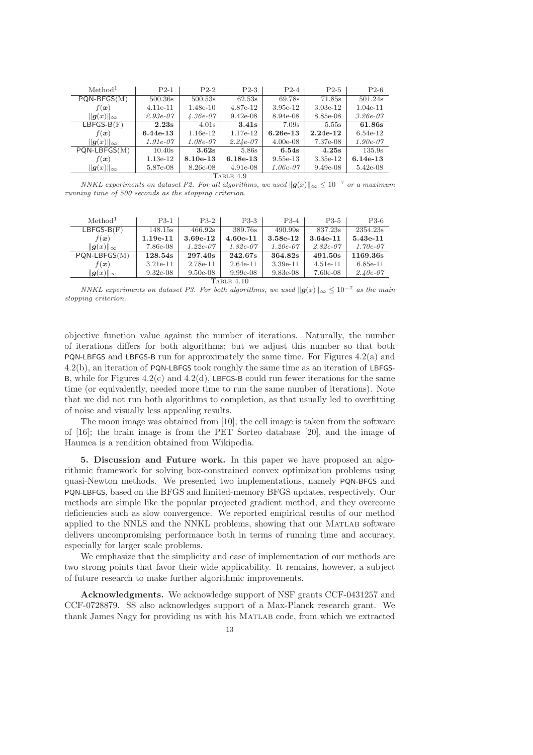| Method[1] | P2-1 | P2-2 | P2-3 | P2-4 | P2-5 | P2-6 |
|---|---|---|---|---|---|---|
| PQN-BFGS(M) | 500.36s | 500.53s | 62.53s | 69.78s | 71.85s | 501.24s |
| $f(\boldsymbol{x})$ | 4.11e-11 | 1.48e-10 | 4.87e-12 | 3.95e-12 | 3.03e-12 | 1.04e-11 |
| $\Vert\boldsymbol{g}(x)\Vert_\infty$ | *2.93e-07* | *4.36e-07* | 9.42e-08 | 8.94e-08 | 8.85e-08 | *3.26e-07* |
| LBFGS-B(F) | **2.23s** | 4.01s | **3.41s** | 7.09s | 5.55s | **61.86s** |
| $f(\boldsymbol{x})$ | **6.44e-13** | 1.16e-12 | 1.17e-12 | **6.26e-13** | **2.24e-12** | 6.54e-12 |
| $\Vert\boldsymbol{g}(x)\Vert_\infty$ | *1.91e-07* | *1.08e-07* | *2.24e-07* | 4.00e-08 | 7.37e-08 | *1.90e-07* |
| PQN-LBFGS(M) | 10.40s | **3.62s** | 5.86s | **6.54s** | **4.25s** | 135.9s |
| $f(\boldsymbol{x})$ | 1.13e-12 | **8.10e-13** | **6.18e-13** | 9.55e-13 | 3.35e-12 | **6.14e-13** |
| $\Vert\boldsymbol{g}(x)\Vert_\infty$ | 5.87e-08 | 8.26e-08 | 4.91e-08 | *1.06e-07* | 9.49e-08 | 5.42e-08 |

TABLE 4.9

*NNKL experiments on dataset P2. For all algorithms, we used $\Vert\boldsymbol{g}(x)\Vert_\infty \le 10^{-7}$ or a maximum running time of 500 seconds as the stopping criterion.*

| Method[1] | P3-1 | P3-2 | P3-3 | P3-4 | P3-5 | P3-6 |
|---|---|---|---|---|---|---|
| LBFGS-B(F) | 148.15s | 466.92s | 389.76s | 490.99s | 837.23s | 2354.23s |
| $f(\boldsymbol{x})$ | **1.19e-11** | **3.69e-12** | **4.60e-11** | **3.58e-12** | **3.64e-11** | **5.43e-11** |
| $\Vert\boldsymbol{g}(x)\Vert_\infty$ | 7.86e-08 | *1.22e-07* | *1.82e-07* | *1.20e-07* | *2.82e-07* | *1.70e-07* |
| PQN-LBFGS(M) | **128.54s** | **297.40s** | **242.67s** | **364.82s** | **491.50s** | **1169.36s** |
| $f(\boldsymbol{x})$ | 3.21e-11 | 2.78e-11 | 2.64e-11 | 3.39e-11 | 4.51e-11 | 6.85e-11 |
| $\Vert\boldsymbol{g}(x)\Vert_\infty$ | 9.32e-08 | 9.50e-08 | 9.99e-08 | 9.83e-08 | 7.60e-08 | *2.40e-07* |

TABLE 4.10

*NNKL experiments on dataset P3. For both algorithms, we used $\Vert\boldsymbol{g}(x)\Vert_\infty \le 10^{-7}$ as the main stopping criterion.*

objective function value against the number of iterations. Naturally, the number of iterations differs for both algorithms; but we adjust this number so that both PQN-LBFGS and LBFGS-B run for approximately the same time. For Figures 4.2(a) and 4.2(b), an iteration of PQN-LBFGS took roughly the same time as an iteration of LBFGS-B, while for Figures 4.2(c) and 4.2(d), LBFGS-B could run fewer iterations for the same time (or equivalently, needed more time to run the same number of iterations). Note that we did not run both algorithms to completion, as that usually led to overfitting of noise and visually less appealing results.

The moon image was obtained from [10]; the cell image is taken from the software of [16]; the brain image is from the PET Sorteo database [20], and the image of Haumea is a rendition obtained from Wikipedia.

**5. Discussion and Future work.** In this paper we have proposed an algorithmic framework for solving box-constrained convex optimization problems using quasi-Newton methods. We presented two implementations, namely PQN-BFGS and PQN-LBFGS, based on the BFGS and limited-memory BFGS updates, respectively. Our methods are simple like the popular projected gradient method, and they overcome deficiencies such as slow convergence. We reported empirical results of our method applied to the NNLS and the NNKL problems, showing that our MATLAB software delivers uncompromising performance both in terms of running time and accuracy, especially for larger scale problems.

We emphasize that the simplicity and ease of implementation of our methods are two strong points that favor their wide applicability. It remains, however, a subject of future research to make further algorithmic improvements.

**Acknowledgments.** We acknowledge support of NSF grants CCF-0431257 and CCF-0728879. SS also acknowledges support of a Max-Planck research grant. We thank James Nagy for providing us with his MATLAB code, from which we extracted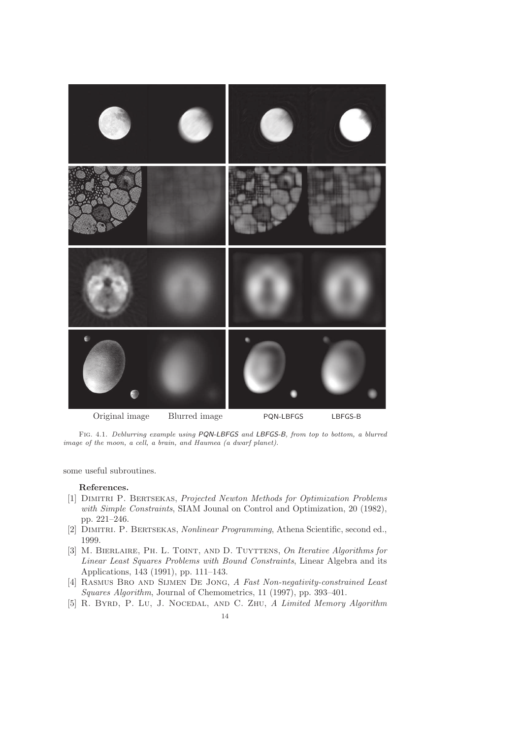Original image Blurred image PQN-LBFGS LBFGS-B

Fig. 4.1. *Deblurring example using PQN-LBFGS and LBFGS-B, from top to bottom, a blurred image of the moon, a cell, a brain, and Haumea (a dwarf planet).*

some useful subroutines.

**References.**

[1] Dimitri P. Bertsekas, *Projected Newton Methods for Optimization Problems with Simple Constraints*, SIAM Jounal on Control and Optimization, 20 (1982), pp. 221–246.

[2] Dimitri. P. Bertsekas, *Nonlinear Programming*, Athena Scientific, second ed., 1999.

[3] M. Bierlaire, Ph. L. Toint, and D. Tuyttens, *On Iterative Algorithms for Linear Least Squares Problems with Bound Constraints*, Linear Algebra and its Applications, 143 (1991), pp. 111–143.

[4] Rasmus Bro and Sijmen De Jong, *A Fast Non-negativity-constrained Least Squares Algorithm*, Journal of Chemometrics, 11 (1997), pp. 393–401.

[5] R. Byrd, P. Lu, J. Nocedal, and C. Zhu, *A Limited Memory Algorithm*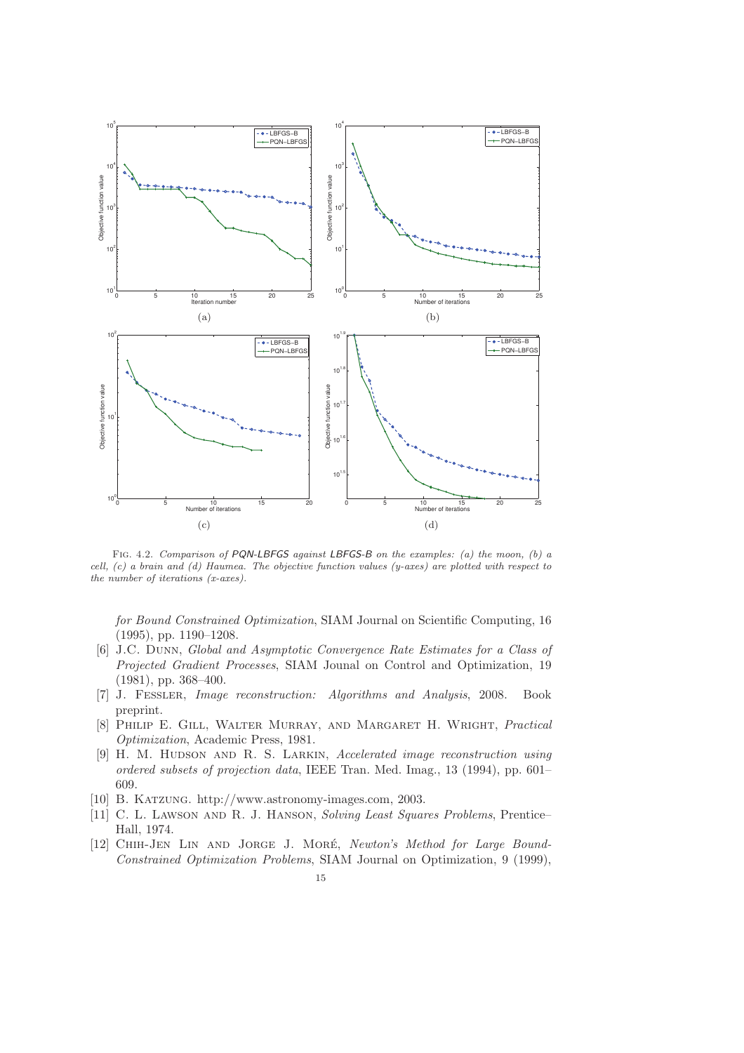Fig. 4.2. *Comparison of PQN-LBFGS against LBFGS-B on the examples: (a) the moon, (b) a cell, (c) a brain and (d) Haumea. The objective function values (y-axes) are plotted with respect to the number of iterations (x-axes).*

*for Bound Constrained Optimization*, SIAM Journal on Scientific Computing, 16 (1995), pp. 1190–1208.

[6] J.C. Dunn, *Global and Asymptotic Convergence Rate Estimates for a Class of Projected Gradient Processes*, SIAM Jounal on Control and Optimization, 19 (1981), pp. 368–400.

[7] J. Fessler, *Image reconstruction: Algorithms and Analysis*, 2008. Book preprint.

[8] Philip E. Gill, Walter Murray, and Margaret H. Wright, *Practical Optimization*, Academic Press, 1981.

[9] H. M. Hudson and R. S. Larkin, *Accelerated image reconstruction using ordered subsets of projection data*, IEEE Tran. Med. Imag., 13 (1994), pp. 601–609.

[10] B. Katzung. http://www.astronomy-images.com, 2003.

[11] C. L. Lawson and R. J. Hanson, *Solving Least Squares Problems*, Prentice–Hall, 1974.

[12] Chih-Jen Lin and Jorge J. Moré, *Newton's Method for Large Bound-Constrained Optimization Problems*, SIAM Journal on Optimization, 9 (1999),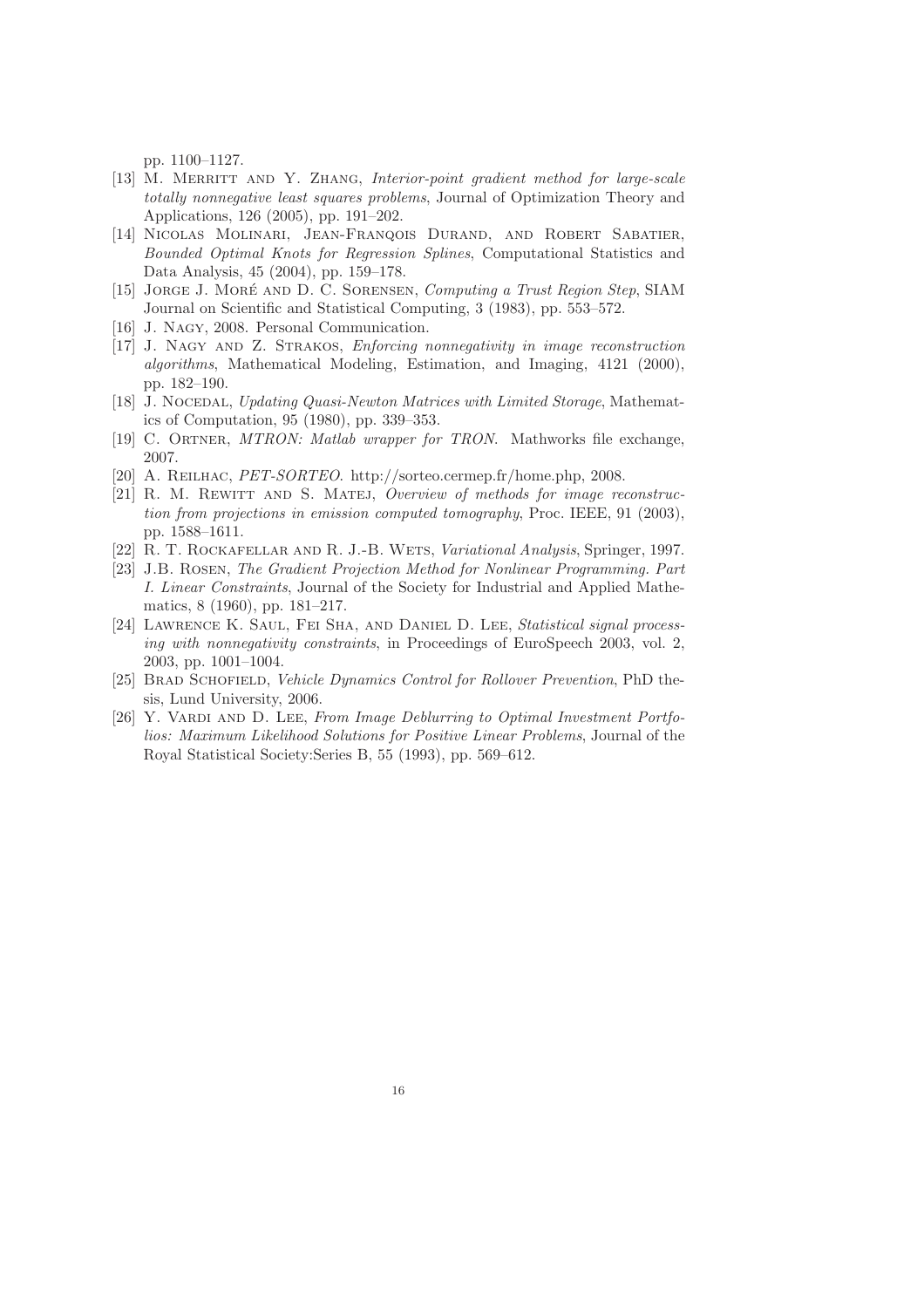pp. 1100–1127.

[13] M. Merritt and Y. Zhang, *Interior-point gradient method for large-scale totally nonnegative least squares problems*, Journal of Optimization Theory and Applications, 126 (2005), pp. 191–202.

[14] Nicolas Molinari, Jean-Franqois Durand, and Robert Sabatier, *Bounded Optimal Knots for Regression Splines*, Computational Statistics and Data Analysis, 45 (2004), pp. 159–178.

[15] Jorge J. Moré and D. C. Sorensen, *Computing a Trust Region Step*, SIAM Journal on Scientific and Statistical Computing, 3 (1983), pp. 553–572.

[16] J. Nagy, 2008. Personal Communication.

[17] J. Nagy and Z. Strakos, *Enforcing nonnegativity in image reconstruction algorithms*, Mathematical Modeling, Estimation, and Imaging, 4121 (2000), pp. 182–190.

[18] J. Nocedal, *Updating Quasi-Newton Matrices with Limited Storage*, Mathematics of Computation, 95 (1980), pp. 339–353.

[19] C. Ortner, *MTRON: Matlab wrapper for TRON.* Mathworks file exchange, 2007.

[20] A. Reilhac, *PET-SORTEO.* http://sorteo.cermep.fr/home.php, 2008.

[21] R. M. Rewitt and S. Matej, *Overview of methods for image reconstruction from projections in emission computed tomography*, Proc. IEEE, 91 (2003), pp. 1588–1611.

[22] R. T. Rockafellar and R. J.-B. Wets, *Variational Analysis*, Springer, 1997.

[23] J.B. Rosen, *The Gradient Projection Method for Nonlinear Programming. Part I. Linear Constraints*, Journal of the Society for Industrial and Applied Mathematics, 8 (1960), pp. 181–217.

[24] Lawrence K. Saul, Fei Sha, and Daniel D. Lee, *Statistical signal processing with nonnegativity constraints*, in Proceedings of EuroSpeech 2003, vol. 2, 2003, pp. 1001–1004.

[25] Brad Schofield, *Vehicle Dynamics Control for Rollover Prevention*, PhD thesis, Lund University, 2006.

[26] Y. Vardi and D. Lee, *From Image Deblurring to Optimal Investment Portfolios: Maximum Likelihood Solutions for Positive Linear Problems*, Journal of the Royal Statistical Society:Series B, 55 (1993), pp. 569–612.